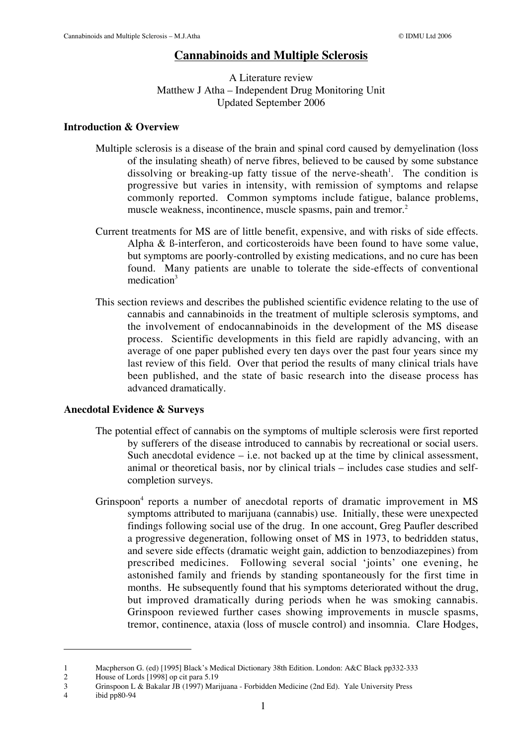# Cannabinoids and Multiple Sclerosis

A Literature review
Matthew J Atha – Independent Drug Monitoring Unit
Updated September 2006

## Introduction & Overview

Multiple sclerosis is a disease of the brain and spinal cord caused by demyelination (loss of the insulating sheath) of nerve fibres, believed to be caused by some substance dissolving or breaking-up fatty tissue of the nerve-sheath[1]. The condition is progressive but varies in intensity, with remission of symptoms and relapse commonly reported. Common symptoms include fatigue, balance problems, muscle weakness, incontinence, muscle spasms, pain and tremor.[2]

Current treatments for MS are of little benefit, expensive, and with risks of side effects. Alpha & ß-interferon, and corticosteroids have been found to have some value, but symptoms are poorly-controlled by existing medications, and no cure has been found. Many patients are unable to tolerate the side-effects of conventional medication[3]

This section reviews and describes the published scientific evidence relating to the use of cannabis and cannabinoids in the treatment of multiple sclerosis symptoms, and the involvement of endocannabinoids in the development of the MS disease process. Scientific developments in this field are rapidly advancing, with an average of one paper published every ten days over the past four years since my last review of this field. Over that period the results of many clinical trials have been published, and the state of basic research into the disease process has advanced dramatically.

## Anecdotal Evidence & Surveys

The potential effect of cannabis on the symptoms of multiple sclerosis were first reported by sufferers of the disease introduced to cannabis by recreational or social users. Such anecdotal evidence – i.e. not backed up at the time by clinical assessment, animal or theoretical basis, nor by clinical trials – includes case studies and self-completion surveys.

Grinspoon[4] reports a number of anecdotal reports of dramatic improvement in MS symptoms attributed to marijuana (cannabis) use. Initially, these were unexpected findings following social use of the drug. In one account, Greg Paufler described a progressive degeneration, following onset of MS in 1973, to bedridden status, and severe side effects (dramatic weight gain, addiction to benzodiazepines) from prescribed medicines. Following several social 'joints' one evening, he astonished family and friends by standing spontaneously for the first time in months. He subsequently found that his symptoms deteriorated without the drug, but improved dramatically during periods when he was smoking cannabis. Grinspoon reviewed further cases showing improvements in muscle spasms, tremor, continence, ataxia (loss of muscle control) and insomnia. Clare Hodges,

---

1 Macpherson G. (ed) [1995] Black's Medical Dictionary 38th Edition. London: A&C Black pp332-333

2 House of Lords [1998] op cit para 5.19

3 Grinspoon L & Bakalar JB (1997) Marijuana - Forbidden Medicine (2nd Ed). Yale University Press

4 ibid pp80-94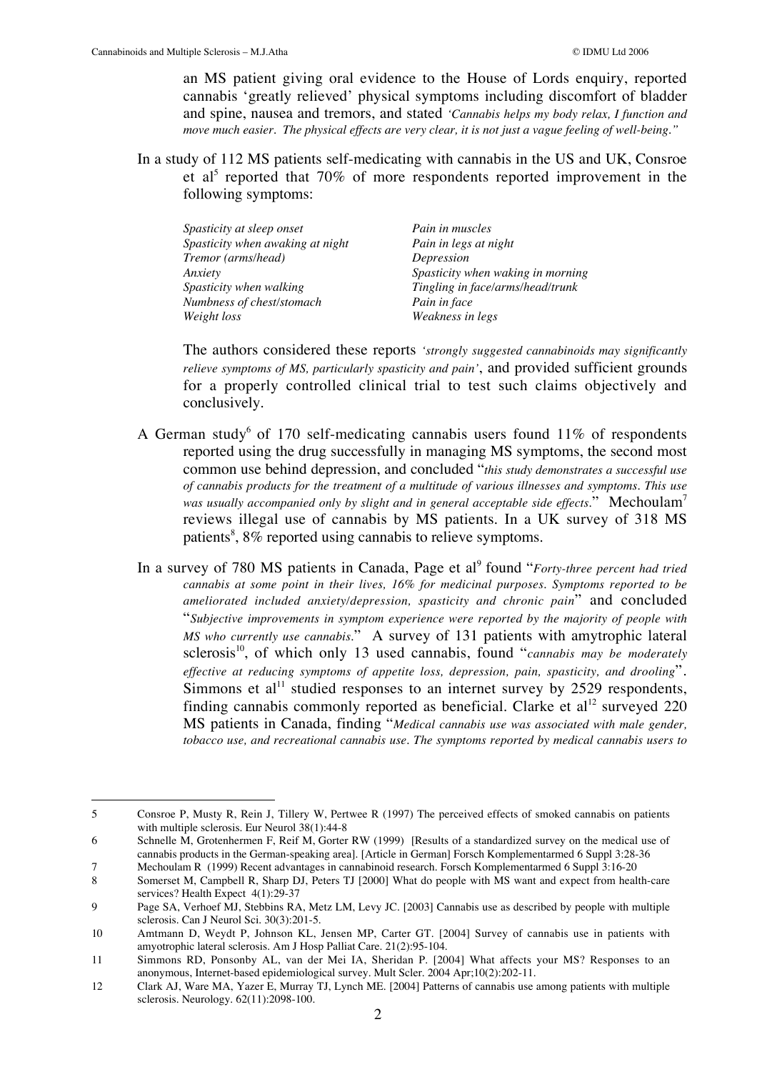an MS patient giving oral evidence to the House of Lords enquiry, reported cannabis 'greatly relieved' physical symptoms including discomfort of bladder and spine, nausea and tremors, and stated *'Cannabis helps my body relax, I function and move much easier. The physical effects are very clear, it is not just a vague feeling of well-being."*

In a study of 112 MS patients self-medicating with cannabis in the US and UK, Consroe et al[5] reported that 70% of more respondents reported improvement in the following symptoms:

| | |
|---|---|
| *Spasticity at sleep onset* | *Pain in muscles* |
| *Spasticity when awaking at night* | *Pain in legs at night* |
| *Tremor (arms/head)* | *Depression* |
| *Anxiety* | *Spasticity when waking in morning* |
| *Spasticity when walking* | *Tingling in face/arms/head/trunk* |
| *Numbness of chest/stomach* | *Pain in face* |
| *Weight loss* | *Weakness in legs* |

The authors considered these reports *'strongly suggested cannabinoids may significantly relieve symptoms of MS, particularly spasticity and pain'*, and provided sufficient grounds for a properly controlled clinical trial to test such claims objectively and conclusively.

A German study[6] of 170 self-medicating cannabis users found 11% of respondents reported using the drug successfully in managing MS symptoms, the second most common use behind depression, and concluded "*this study demonstrates a successful use of cannabis products for the treatment of a multitude of various illnesses and symptoms. This use was usually accompanied only by slight and in general acceptable side effects.*" Mechoulam[7] reviews illegal use of cannabis by MS patients. In a UK survey of 318 MS patients[8], 8% reported using cannabis to relieve symptoms.

In a survey of 780 MS patients in Canada, Page et al[9] found "*Forty-three percent had tried cannabis at some point in their lives, 16% for medicinal purposes. Symptoms reported to be ameliorated included anxiety/depression, spasticity and chronic pain*" and concluded "*Subjective improvements in symptom experience were reported by the majority of people with MS who currently use cannabis.*" A survey of 131 patients with amytrophic lateral sclerosis[10], of which only 13 used cannabis, found "*cannabis may be moderately effective at reducing symptoms of appetite loss, depression, pain, spasticity, and drooling*". Simmons et al[11] studied responses to an internet survey by 2529 respondents, finding cannabis commonly reported as beneficial. Clarke et al[12] surveyed 220 MS patients in Canada, finding "*Medical cannabis use was associated with male gender, tobacco use, and recreational cannabis use. The symptoms reported by medical cannabis users to*

---

5 Consroe P, Musty R, Rein J, Tillery W, Pertwee R (1997) The perceived effects of smoked cannabis on patients with multiple sclerosis. Eur Neurol 38(1):44-8

6 Schnelle M, Grotenhermen F, Reif M, Gorter RW (1999) [Results of a standardized survey on the medical use of cannabis products in the German-speaking area]. [Article in German] Forsch Komplementarmed 6 Suppl 3:28-36

7 Mechoulam R (1999) Recent advantages in cannabinoid research. Forsch Komplementarmed 6 Suppl 3:16-20

8 Somerset M, Campbell R, Sharp DJ, Peters TJ [2000] What do people with MS want and expect from health-care services? Health Expect 4(1):29-37

9 Page SA, Verhoef MJ, Stebbins RA, Metz LM, Levy JC. [2003] Cannabis use as described by people with multiple sclerosis. Can J Neurol Sci. 30(3):201-5.

10 Amtmann D, Weydt P, Johnson KL, Jensen MP, Carter GT. [2004] Survey of cannabis use in patients with amyotrophic lateral sclerosis. Am J Hosp Palliat Care. 21(2):95-104.

11 Simmons RD, Ponsonby AL, van der Mei IA, Sheridan P. [2004] What affects your MS? Responses to an anonymous, Internet-based epidemiological survey. Mult Scler. 2004 Apr;10(2):202-11.

12 Clark AJ, Ware MA, Yazer E, Murray TJ, Lynch ME. [2004] Patterns of cannabis use among patients with multiple sclerosis. Neurology. 62(11):2098-100.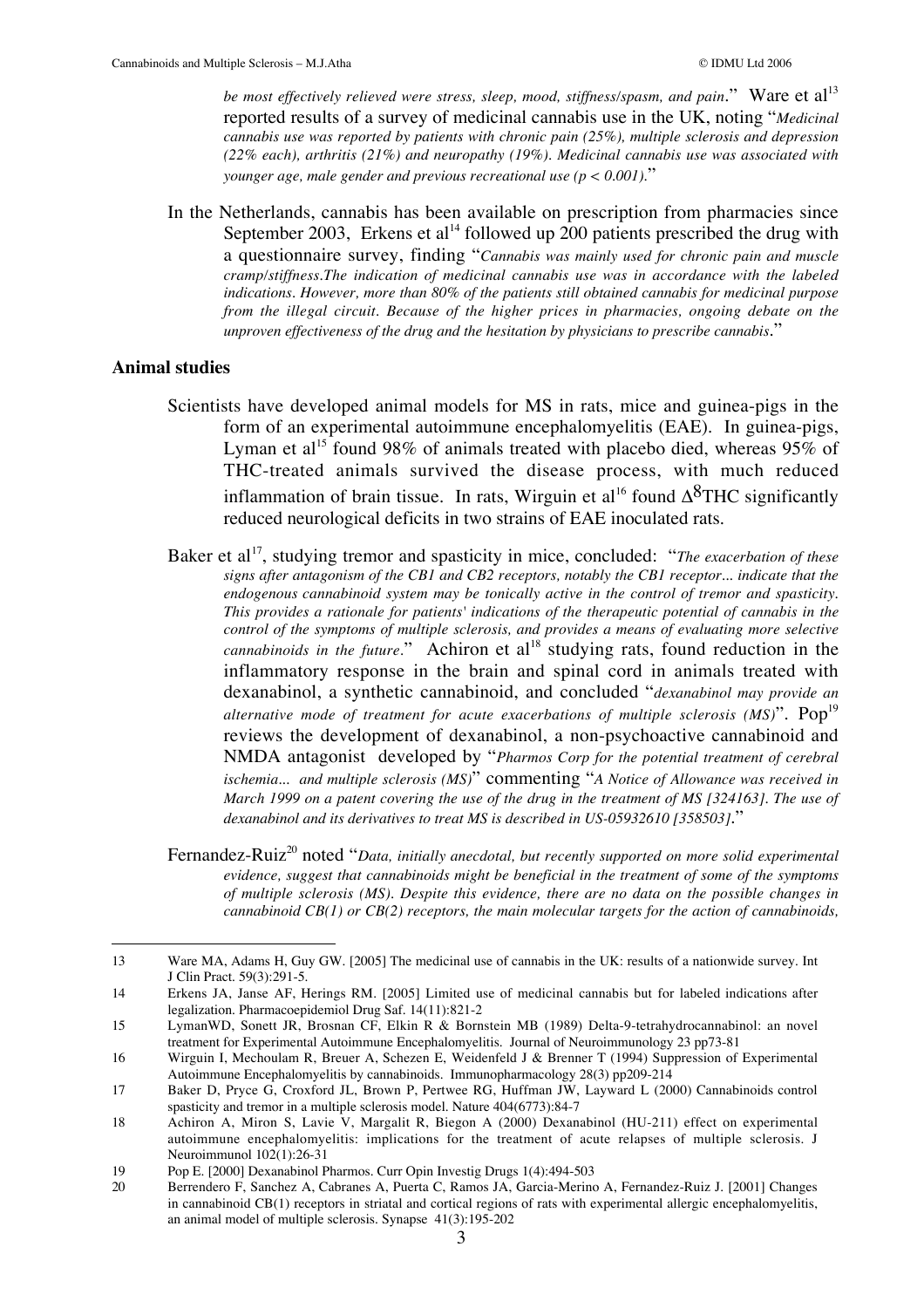*be most effectively relieved were stress, sleep, mood, stiffness/spasm, and pain*." Ware et al[13] reported results of a survey of medicinal cannabis use in the UK, noting "*Medicinal cannabis use was reported by patients with chronic pain (25%), multiple sclerosis and depression (22% each), arthritis (21%) and neuropathy (19%). Medicinal cannabis use was associated with younger age, male gender and previous recreational use ($p < 0.001$).*"

In the Netherlands, cannabis has been available on prescription from pharmacies since September 2003, Erkens et al[14] followed up 200 patients prescribed the drug with a questionnaire survey, finding "*Cannabis was mainly used for chronic pain and muscle cramp/stiffness.The indication of medicinal cannabis use was in accordance with the labeled indications. However, more than 80% of the patients still obtained cannabis for medicinal purpose from the illegal circuit. Because of the higher prices in pharmacies, ongoing debate on the unproven effectiveness of the drug and the hesitation by physicians to prescribe cannabis*."

## Animal studies

Scientists have developed animal models for MS in rats, mice and guinea-pigs in the form of an experimental autoimmune encephalomyelitis (EAE). In guinea-pigs, Lyman et al[15] found 98% of animals treated with placebo died, whereas 95% of THC-treated animals survived the disease process, with much reduced inflammation of brain tissue. In rats, Wirguin et al[16] found $\Delta^8$THC significantly reduced neurological deficits in two strains of EAE inoculated rats.

Baker et al[17], studying tremor and spasticity in mice, concluded: "*The exacerbation of these signs after antagonism of the CB1 and CB2 receptors, notably the CB1 receptor... indicate that the endogenous cannabinoid system may be tonically active in the control of tremor and spasticity. This provides a rationale for patients' indications of the therapeutic potential of cannabis in the control of the symptoms of multiple sclerosis, and provides a means of evaluating more selective cannabinoids in the future*." Achiron et al[18] studying rats, found reduction in the inflammatory response in the brain and spinal cord in animals treated with dexanabinol, a synthetic cannabinoid, and concluded "*dexanabinol may provide an alternative mode of treatment for acute exacerbations of multiple sclerosis (MS)*". Pop[19] reviews the development of dexanabinol, a non-psychoactive cannabinoid and NMDA antagonist developed by "*Pharmos Corp for the potential treatment of cerebral ischemia... and multiple sclerosis (MS)*" commenting "*A Notice of Allowance was received in March 1999 on a patent covering the use of the drug in the treatment of MS [324163]. The use of dexanabinol and its derivatives to treat MS is described in US-05932610 [358503].*"

Fernandez-Ruiz[20] noted "*Data, initially anecdotal, but recently supported on more solid experimental evidence, suggest that cannabinoids might be beneficial in the treatment of some of the symptoms of multiple sclerosis (MS). Despite this evidence, there are no data on the possible changes in cannabinoid CB(1) or CB(2) receptors, the main molecular targets for the action of cannabinoids,*

---

13 Ware MA, Adams H, Guy GW. [2005] The medicinal use of cannabis in the UK: results of a nationwide survey. Int J Clin Pract. 59(3):291-5.

14 Erkens JA, Janse AF, Herings RM. [2005] Limited use of medicinal cannabis but for labeled indications after legalization. Pharmacoepidemiol Drug Saf. 14(11):821-2

15 LymanWD, Sonett JR, Brosnan CF, Elkin R & Bornstein MB (1989) Delta-9-tetrahydrocannabinol: an novel treatment for Experimental Autoimmune Encephalomyelitis. Journal of Neuroimmunology 23 pp73-81

16 Wirguin I, Mechoulam R, Breuer A, Schezen E, Weidenfeld J & Brenner T (1994) Suppression of Experimental Autoimmune Encephalomyelitis by cannabinoids. Immunopharmacology 28(3) pp209-214

17 Baker D, Pryce G, Croxford JL, Brown P, Pertwee RG, Huffman JW, Layward L (2000) Cannabinoids control spasticity and tremor in a multiple sclerosis model. Nature 404(6773):84-7

18 Achiron A, Miron S, Lavie V, Margalit R, Biegon A (2000) Dexanabinol (HU-211) effect on experimental autoimmune encephalomyelitis: implications for the treatment of acute relapses of multiple sclerosis. J Neuroimmunol 102(1):26-31

19 Pop E. [2000] Dexanabinol Pharmos. Curr Opin Investig Drugs 1(4):494-503

20 Berrendero F, Sanchez A, Cabranes A, Puerta C, Ramos JA, Garcia-Merino A, Fernandez-Ruiz J. [2001] Changes in cannabinoid CB(1) receptors in striatal and cortical regions of rats with experimental allergic encephalomyelitis, an animal model of multiple sclerosis. Synapse 41(3):195-202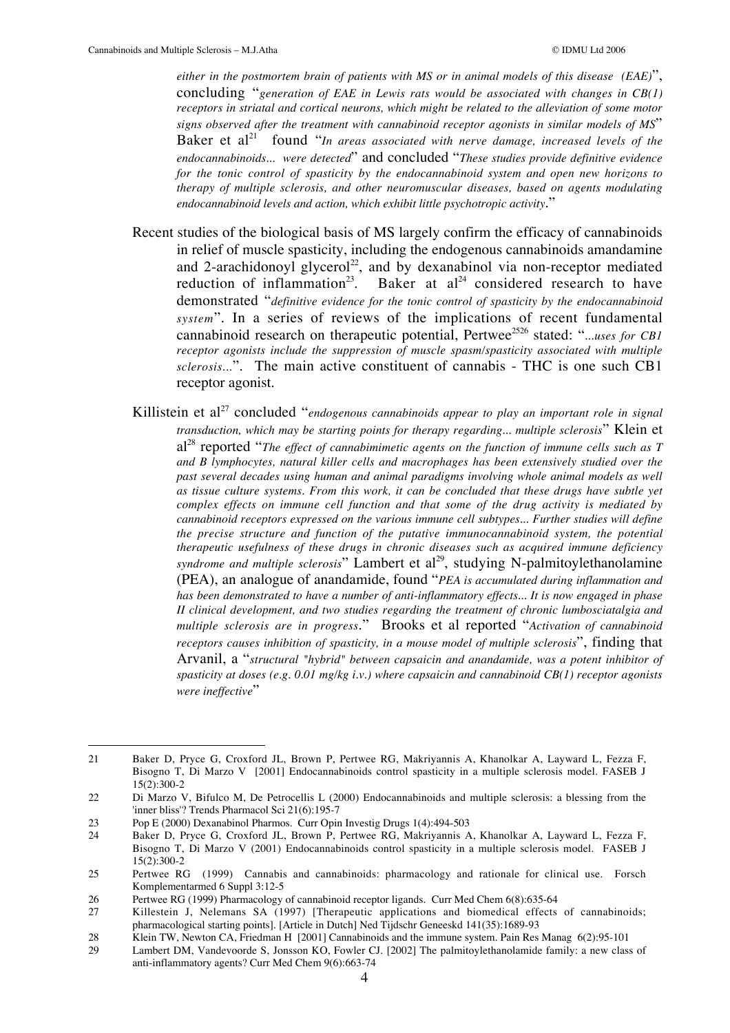*either in the postmortem brain of patients with MS or in animal models of this disease (EAE)*", concluding "*generation of EAE in Lewis rats would be associated with changes in CB(1) receptors in striatal and cortical neurons, which might be related to the alleviation of some motor signs observed after the treatment with cannabinoid receptor agonists in similar models of MS*" Baker et al[21] found "*In areas associated with nerve damage, increased levels of the endocannabinoids... were detected*" and concluded "*These studies provide definitive evidence for the tonic control of spasticity by the endocannabinoid system and open new horizons to therapy of multiple sclerosis, and other neuromuscular diseases, based on agents modulating endocannabinoid levels and action, which exhibit little psychotropic activity*."

Recent studies of the biological basis of MS largely confirm the efficacy of cannabinoids in relief of muscle spasticity, including the endogenous cannabinoids amandamine and 2-arachidonoyl glycerol[22], and by dexanabinol via non-receptor mediated reduction of inflammation[23]. Baker at al[24] considered research to have demonstrated "*definitive evidence for the tonic control of spasticity by the endocannabinoid system*". In a series of reviews of the implications of recent fundamental cannabinoid research on therapeutic potential, Pertwee[25][26] stated: "*...uses for CB1 receptor agonists include the suppression of muscle spasm/spasticity associated with multiple sclerosis...*". The main active constituent of cannabis - THC is one such CB1 receptor agonist.

Killistein et al[27] concluded "*endogenous cannabinoids appear to play an important role in signal transduction, which may be starting points for therapy regarding... multiple sclerosis*" Klein et al[28] reported "*The effect of cannabimimetic agents on the function of immune cells such as T and B lymphocytes, natural killer cells and macrophages has been extensively studied over the past several decades using human and animal paradigms involving whole animal models as well as tissue culture systems. From this work, it can be concluded that these drugs have subtle yet complex effects on immune cell function and that some of the drug activity is mediated by cannabinoid receptors expressed on the various immune cell subtypes... Further studies will define the precise structure and function of the putative immunocannabinoid system, the potential therapeutic usefulness of these drugs in chronic diseases such as acquired immune deficiency syndrome and multiple sclerosis*" Lambert et al[29], studying N-palmitoylethanolamine (PEA), an analogue of anandamide, found "*PEA is accumulated during inflammation and has been demonstrated to have a number of anti-inflammatory effects... It is now engaged in phase II clinical development, and two studies regarding the treatment of chronic lumbosciatalgia and multiple sclerosis are in progress*." Brooks et al reported "*Activation of cannabinoid receptors causes inhibition of spasticity, in a mouse model of multiple sclerosis*", finding that Arvanil, a "*structural "hybrid" between capsaicin and anandamide, was a potent inhibitor of spasticity at doses (e.g. 0.01 mg/kg i.v.) where capsaicin and cannabinoid CB(1) receptor agonists were ineffective*"

---

21 Baker D, Pryce G, Croxford JL, Brown P, Pertwee RG, Makriyannis A, Khanolkar A, Layward L, Fezza F, Bisogno T, Di Marzo V [2001] Endocannabinoids control spasticity in a multiple sclerosis model. FASEB J 15(2):300-2

22 Di Marzo V, Bifulco M, De Petrocellis L (2000) Endocannabinoids and multiple sclerosis: a blessing from the 'inner bliss'? Trends Pharmacol Sci 21(6):195-7

23 Pop E (2000) Dexanabinol Pharmos. Curr Opin Investig Drugs 1(4):494-503

24 Baker D, Pryce G, Croxford JL, Brown P, Pertwee RG, Makriyannis A, Khanolkar A, Layward L, Fezza F, Bisogno T, Di Marzo V (2001) Endocannabinoids control spasticity in a multiple sclerosis model. FASEB J 15(2):300-2

25 Pertwee RG (1999) Cannabis and cannabinoids: pharmacology and rationale for clinical use. Forsch Komplementarmed 6 Suppl 3:12-5

26 Pertwee RG (1999) Pharmacology of cannabinoid receptor ligands. Curr Med Chem 6(8):635-64

27 Killestein J, Nelemans SA (1997) [Therapeutic applications and biomedical effects of cannabinoids; pharmacological starting points]. [Article in Dutch] Ned Tijdschr Geneeskd 141(35):1689-93

28 Klein TW, Newton CA, Friedman H [2001] Cannabinoids and the immune system. Pain Res Manag 6(2):95-101

29 Lambert DM, Vandevoorde S, Jonsson KO, Fowler CJ. [2002] The palmitoylethanolamide family: a new class of anti-inflammatory agents? Curr Med Chem 9(6):663-74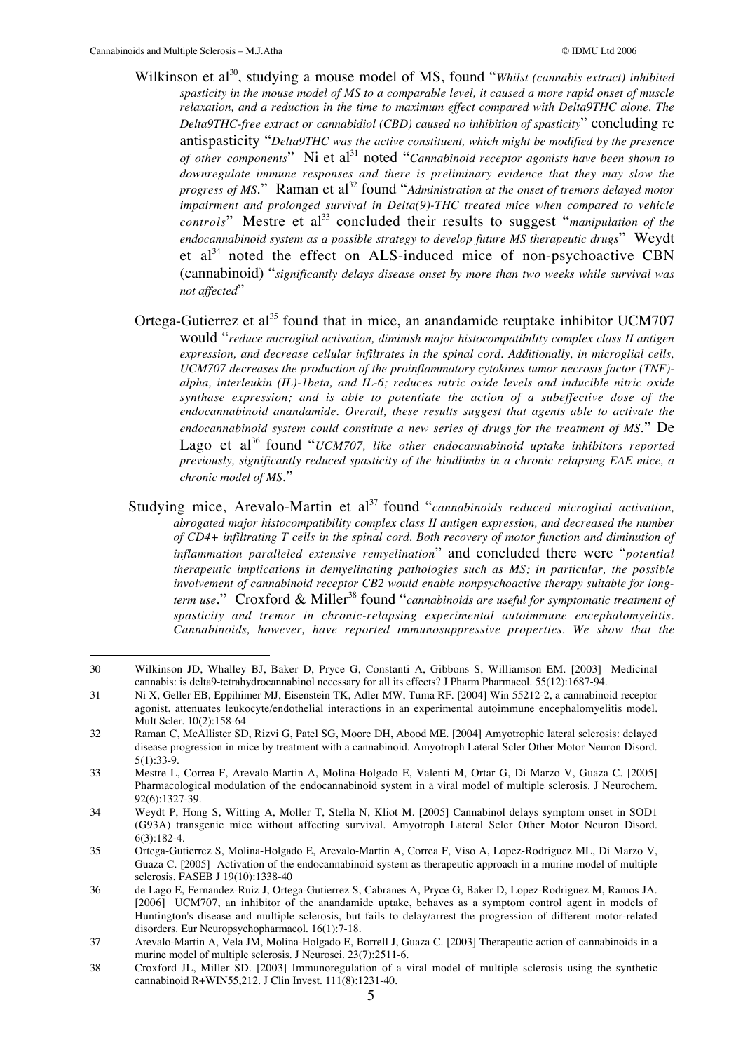Wilkinson et al[30], studying a mouse model of MS, found "*Whilst (cannabis extract) inhibited spasticity in the mouse model of MS to a comparable level, it caused a more rapid onset of muscle relaxation, and a reduction in the time to maximum effect compared with Delta9THC alone. The Delta9THC-free extract or cannabidiol (CBD) caused no inhibition of spasticity*" concluding re antispasticity "*Delta9THC was the active constituent, which might be modified by the presence of other components*" Ni et al[31] noted "*Cannabinoid receptor agonists have been shown to downregulate immune responses and there is preliminary evidence that they may slow the progress of MS*." Raman et al[32] found "*Administration at the onset of tremors delayed motor impairment and prolonged survival in Delta(9)-THC treated mice when compared to vehicle controls*" Mestre et al[33] concluded their results to suggest "*manipulation of the endocannabinoid system as a possible strategy to develop future MS therapeutic drugs*" Weydt et al[34] noted the effect on ALS-induced mice of non-psychoactive CBN (cannabinoid) "*significantly delays disease onset by more than two weeks while survival was not affected*"

Ortega-Gutierrez et al[35] found that in mice, an anandamide reuptake inhibitor UCM707 would "*reduce microglial activation, diminish major histocompatibility complex class II antigen expression, and decrease cellular infiltrates in the spinal cord. Additionally, in microglial cells, UCM707 decreases the production of the proinflammatory cytokines tumor necrosis factor (TNF)-alpha, interleukin (IL)-1beta, and IL-6; reduces nitric oxide levels and inducible nitric oxide synthase expression; and is able to potentiate the action of a subeffective dose of the endocannabinoid anandamide. Overall, these results suggest that agents able to activate the endocannabinoid system could constitute a new series of drugs for the treatment of MS*." De Lago et al[36] found "*UCM707, like other endocannabinoid uptake inhibitors reported previously, significantly reduced spasticity of the hindlimbs in a chronic relapsing EAE mice, a chronic model of MS*."

Studying mice, Arevalo-Martin et al[37] found "*cannabinoids reduced microglial activation, abrogated major histocompatibility complex class II antigen expression, and decreased the number of CD4+ infiltrating T cells in the spinal cord. Both recovery of motor function and diminution of inflammation paralleled extensive remyelination*" and concluded there were "*potential therapeutic implications in demyelinating pathologies such as MS; in particular, the possible involvement of cannabinoid receptor CB2 would enable nonpsychoactive therapy suitable for long-term use*." Croxford & Miller[38] found "*cannabinoids are useful for symptomatic treatment of spasticity and tremor in chronic-relapsing experimental autoimmune encephalomyelitis. Cannabinoids, however, have reported immunosuppressive properties. We show that the*

---

30 Wilkinson JD, Whalley BJ, Baker D, Pryce G, Constanti A, Gibbons S, Williamson EM. [2003] Medicinal cannabis: is delta9-tetrahydrocannabinol necessary for all its effects? J Pharm Pharmacol. 55(12):1687-94.

31 Ni X, Geller EB, Eppihimer MJ, Eisenstein TK, Adler MW, Tuma RF. [2004] Win 55212-2, a cannabinoid receptor agonist, attenuates leukocyte/endothelial interactions in an experimental autoimmune encephalomyelitis model. Mult Scler. 10(2):158-64

32 Raman C, McAllister SD, Rizvi G, Patel SG, Moore DH, Abood ME. [2004] Amyotrophic lateral sclerosis: delayed disease progression in mice by treatment with a cannabinoid. Amyotroph Lateral Scler Other Motor Neuron Disord. 5(1):33-9.

33 Mestre L, Correa F, Arevalo-Martin A, Molina-Holgado E, Valenti M, Ortar G, Di Marzo V, Guaza C. [2005] Pharmacological modulation of the endocannabinoid system in a viral model of multiple sclerosis. J Neurochem. 92(6):1327-39.

34 Weydt P, Hong S, Witting A, Moller T, Stella N, Kliot M. [2005] Cannabinol delays symptom onset in SOD1 (G93A) transgenic mice without affecting survival. Amyotroph Lateral Scler Other Motor Neuron Disord. 6(3):182-4.

35 Ortega-Gutierrez S, Molina-Holgado E, Arevalo-Martin A, Correa F, Viso A, Lopez-Rodriguez ML, Di Marzo V, Guaza C. [2005] Activation of the endocannabinoid system as therapeutic approach in a murine model of multiple sclerosis. FASEB J 19(10):1338-40

36 de Lago E, Fernandez-Ruiz J, Ortega-Gutierrez S, Cabranes A, Pryce G, Baker D, Lopez-Rodriguez M, Ramos JA. [2006] UCM707, an inhibitor of the anandamide uptake, behaves as a symptom control agent in models of Huntington's disease and multiple sclerosis, but fails to delay/arrest the progression of different motor-related disorders. Eur Neuropsychopharmacol. 16(1):7-18.

37 Arevalo-Martin A, Vela JM, Molina-Holgado E, Borrell J, Guaza C. [2003] Therapeutic action of cannabinoids in a murine model of multiple sclerosis. J Neurosci. 23(7):2511-6.

38 Croxford JL, Miller SD. [2003] Immunoregulation of a viral model of multiple sclerosis using the synthetic cannabinoid R+WIN55,212. J Clin Invest. 111(8):1231-40.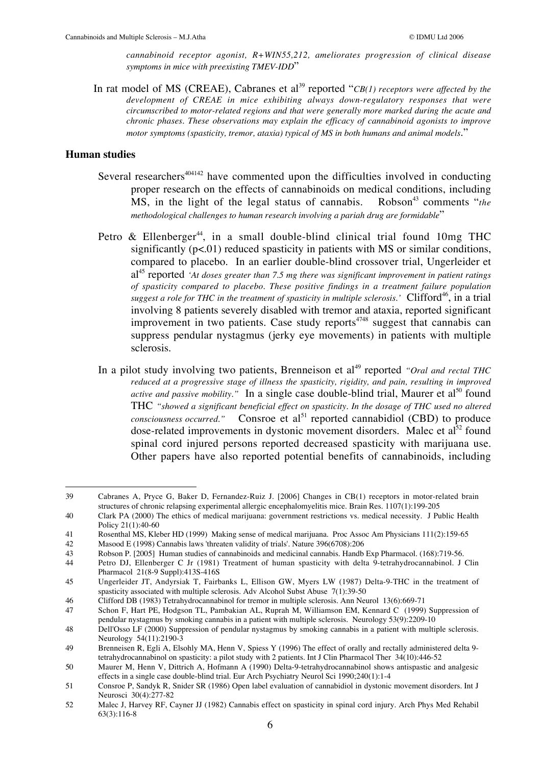*cannabinoid receptor agonist, R+WIN55,212, ameliorates progression of clinical disease symptoms in mice with preexisting TMEV-IDD*"

In rat model of MS (CREAE), Cabranes et al[39] reported "*CB(1) receptors were affected by the development of CREAE in mice exhibiting always down-regulatory responses that were circumscribed to motor-related regions and that were generally more marked during the acute and chronic phases. These observations may explain the efficacy of cannabinoid agonists to improve motor symptoms (spasticity, tremor, ataxia) typical of MS in both humans and animal models*."

### Human studies

Several researchers[40,41,42] have commented upon the difficulties involved in conducting proper research on the effects of cannabinoids on medical conditions, including MS, in the light of the legal status of cannabis. Robson[43] comments "*the methodological challenges to human research involving a pariah drug are formidable*"

Petro & Ellenberger[44], in a small double-blind clinical trial found 10mg THC significantly ($p<.01$) reduced spasticity in patients with MS or similar conditions, compared to placebo. In an earlier double-blind crossover trial, Ungerleider et al[45] reported *'At doses greater than 7.5 mg there was significant improvement in patient ratings of spasticity compared to placebo. These positive findings in a treatment failure population suggest a role for THC in the treatment of spasticity in multiple sclerosis.'* Clifford[46], in a trial involving 8 patients severely disabled with tremor and ataxia, reported significant improvement in two patients. Case study reports[47,48] suggest that cannabis can suppress pendular nystagmus (jerky eye movements) in patients with multiple sclerosis.

In a pilot study involving two patients, Brenneison et al[49] reported *"Oral and rectal THC reduced at a progressive stage of illness the spasticity, rigidity, and pain, resulting in improved active and passive mobility."* In a single case double-blind trial, Maurer et al[50] found THC *"showed a significant beneficial effect on spasticity. In the dosage of THC used no altered consciousness occurred."* Consroe et al[51] reported cannabidiol (CBD) to produce dose-related improvements in dystonic movement disorders. Malec et al[52] found spinal cord injured persons reported decreased spasticity with marijuana use. Other papers have also reported potential benefits of cannabinoids, including

---

39 Cabranes A, Pryce G, Baker D, Fernandez-Ruiz J. [2006] Changes in CB(1) receptors in motor-related brain structures of chronic relapsing experimental allergic encephalomyelitis mice. Brain Res. 1107(1):199-205

40 Clark PA (2000) The ethics of medical marijuana: government restrictions vs. medical necessity. J Public Health Policy 21(1):40-60

41 Rosenthal MS, Kleber HD (1999) Making sense of medical marijuana. Proc Assoc Am Physicians 111(2):159-65

42 Masood E (1998) Cannabis laws 'threaten validity of trials'. Nature 396(6708):206

43 Robson P. [2005] Human studies of cannabinoids and medicinal cannabis. Handb Exp Pharmacol. (168):719-56.

44 Petro DJ, Ellenberger C Jr (1981) Treatment of human spasticity with delta 9-tetrahydrocannabinol. J Clin Pharmacol 21(8-9 Suppl):413S-416S

45 Ungerleider JT, Andyrsiak T, Fairbanks L, Ellison GW, Myers LW (1987) Delta-9-THC in the treatment of spasticity associated with multiple sclerosis. Adv Alcohol Subst Abuse 7(1):39-50

46 Clifford DB (1983) Tetrahydrocannabinol for tremor in multiple sclerosis. Ann Neurol 13(6):669-71

47 Schon F, Hart PE, Hodgson TL, Pambakian AL, Ruprah M, Williamson EM, Kennard C (1999) Suppression of pendular nystagmus by smoking cannabis in a patient with multiple sclerosis. Neurology 53(9):2209-10

48 Dell'Osso LF (2000) Suppression of pendular nystagmus by smoking cannabis in a patient with multiple sclerosis. Neurology 54(11):2190-3

49 Brenneisen R, Egli A, Elsohly MA, Henn V, Spiess Y (1996) The effect of orally and rectally administered delta 9-tetrahydrocannabinol on spasticity: a pilot study with 2 patients. Int J Clin Pharmacol Ther 34(10):446-52

50 Maurer M, Henn V, Dittrich A, Hofmann A (1990) Delta-9-tetrahydrocannabinol shows antispastic and analgesic effects in a single case double-blind trial. Eur Arch Psychiatry Neurol Sci 1990;240(1):1-4

51 Consroe P, Sandyk R, Snider SR (1986) Open label evaluation of cannabidiol in dystonic movement disorders. Int J Neurosci 30(4):277-82

52 Malec J, Harvey RF, Cayner JJ (1982) Cannabis effect on spasticity in spinal cord injury. Arch Phys Med Rehabil 63(3):116-8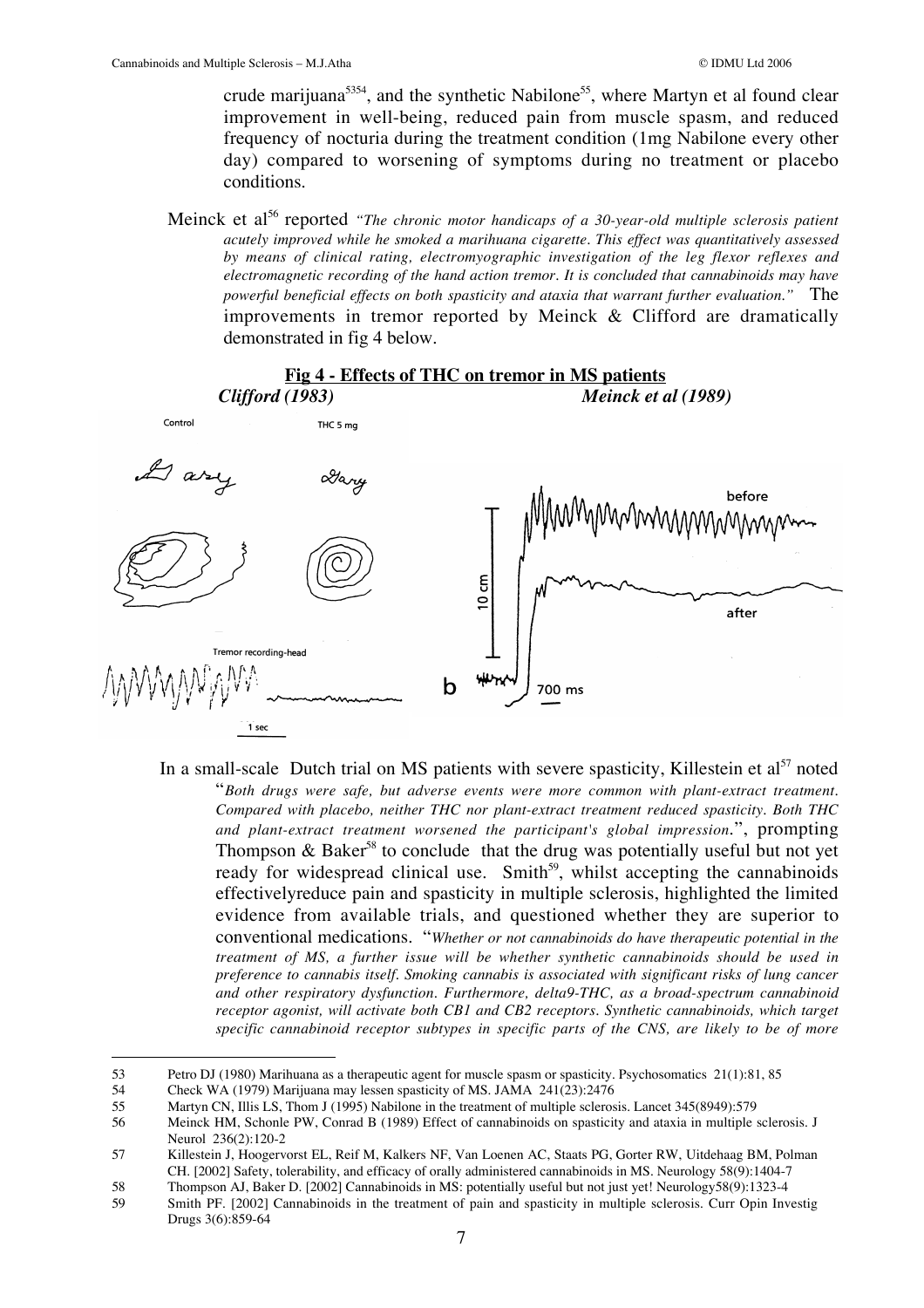crude marijuana[53,54], and the synthetic Nabilone[55], where Martyn et al found clear improvement in well-being, reduced pain from muscle spasm, and reduced frequency of nocturia during the treatment condition (1mg Nabilone every other day) compared to worsening of symptoms during no treatment or placebo conditions.

Meinck et al[56] reported *"The chronic motor handicaps of a 30-year-old multiple sclerosis patient acutely improved while he smoked a marihuana cigarette. This effect was quantitatively assessed by means of clinical rating, electromyographic investigation of the leg flexor reflexes and electromagnetic recording of the hand action tremor. It is concluded that cannabinoids may have powerful beneficial effects on both spasticity and ataxia that warrant further evaluation."* The improvements in tremor reported by Meinck & Clifford are dramatically demonstrated in fig 4 below.

**Fig 4 - Effects of THC on tremor in MS patients**

***Clifford (1983)*** ***Meinck et al (1989)***

In a small-scale Dutch trial on MS patients with severe spasticity, Killestein et al[57] noted "*Both drugs were safe, but adverse events were more common with plant-extract treatment. Compared with placebo, neither THC nor plant-extract treatment reduced spasticity. Both THC and plant-extract treatment worsened the participant's global impression.*", prompting Thompson & Baker[58] to conclude that the drug was potentially useful but not yet ready for widespread clinical use. Smith[59], whilst accepting the cannabinoids effectivelyreduce pain and spasticity in multiple sclerosis, highlighted the limited evidence from available trials, and questioned whether they are superior to conventional medications. "*Whether or not cannabinoids do have therapeutic potential in the treatment of MS, a further issue will be whether synthetic cannabinoids should be used in preference to cannabis itself. Smoking cannabis is associated with significant risks of lung cancer and other respiratory dysfunction. Furthermore, delta9-THC, as a broad-spectrum cannabinoid receptor agonist, will activate both CB1 and CB2 receptors. Synthetic cannabinoids, which target specific cannabinoid receptor subtypes in specific parts of the CNS, are likely to be of more*

---

53 Petro DJ (1980) Marihuana as a therapeutic agent for muscle spasm or spasticity. Psychosomatics 21(1):81, 85

54 Check WA (1979) Marijuana may lessen spasticity of MS. JAMA 241(23):2476

55 Martyn CN, Illis LS, Thom J (1995) Nabilone in the treatment of multiple sclerosis. Lancet 345(8949):579

56 Meinck HM, Schonle PW, Conrad B (1989) Effect of cannabinoids on spasticity and ataxia in multiple sclerosis. J Neurol 236(2):120-2

57 Killestein J, Hoogervorst EL, Reif M, Kalkers NF, Van Loenen AC, Staats PG, Gorter RW, Uitdehaag BM, Polman CH. [2002] Safety, tolerability, and efficacy of orally administered cannabinoids in MS. Neurology 58(9):1404-7

58 Thompson AJ, Baker D. [2002] Cannabinoids in MS: potentially useful but not just yet! Neurology58(9):1323-4

59 Smith PF. [2002] Cannabinoids in the treatment of pain and spasticity in multiple sclerosis. Curr Opin Investig Drugs 3(6):859-64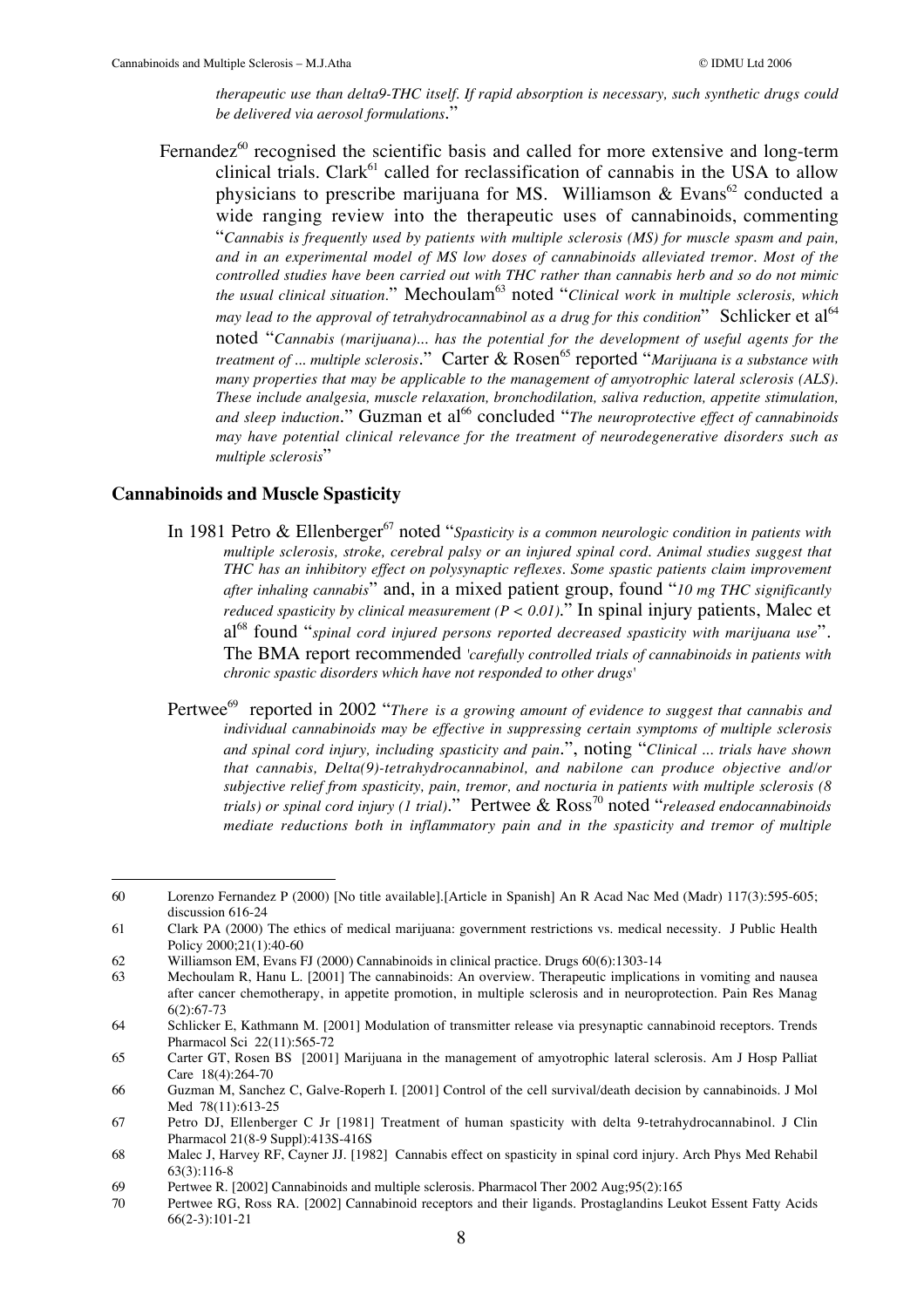*therapeutic use than delta9-THC itself. If rapid absorption is necessary, such synthetic drugs could be delivered via aerosol formulations*."

Fernandez[60] recognised the scientific basis and called for more extensive and long-term clinical trials. Clark[61] called for reclassification of cannabis in the USA to allow physicians to prescribe marijuana for MS. Williamson & Evans[62] conducted a wide ranging review into the therapeutic uses of cannabinoids, commenting "*Cannabis is frequently used by patients with multiple sclerosis (MS) for muscle spasm and pain, and in an experimental model of MS low doses of cannabinoids alleviated tremor. Most of the controlled studies have been carried out with THC rather than cannabis herb and so do not mimic the usual clinical situation*." Mechoulam[63] noted "*Clinical work in multiple sclerosis, which may lead to the approval of tetrahydrocannabinol as a drug for this condition*" Schlicker et al[64] noted "*Cannabis (marijuana)... has the potential for the development of useful agents for the treatment of ... multiple sclerosis*." Carter & Rosen[65] reported "*Marijuana is a substance with many properties that may be applicable to the management of amyotrophic lateral sclerosis (ALS). These include analgesia, muscle relaxation, bronchodilation, saliva reduction, appetite stimulation, and sleep induction*." Guzman et al[66] concluded "*The neuroprotective effect of cannabinoids may have potential clinical relevance for the treatment of neurodegenerative disorders such as multiple sclerosis*"

### Cannabinoids and Muscle Spasticity

In 1981 Petro & Ellenberger[67] noted "*Spasticity is a common neurologic condition in patients with multiple sclerosis, stroke, cerebral palsy or an injured spinal cord. Animal studies suggest that THC has an inhibitory effect on polysynaptic reflexes. Some spastic patients claim improvement after inhaling cannabis*" and, in a mixed patient group, found "*10 mg THC significantly reduced spasticity by clinical measurement ($P < 0.01$)*." In spinal injury patients, Malec et al[68] found "*spinal cord injured persons reported decreased spasticity with marijuana use*". The BMA report recommended '*carefully controlled trials of cannabinoids in patients with chronic spastic disorders which have not responded to other drugs*'

Pertwee[69] reported in 2002 "*There is a growing amount of evidence to suggest that cannabis and individual cannabinoids may be effective in suppressing certain symptoms of multiple sclerosis and spinal cord injury, including spasticity and pain*.", noting "*Clinical ... trials have shown that cannabis, Delta(9)-tetrahydrocannabinol, and nabilone can produce objective and/or subjective relief from spasticity, pain, tremor, and nocturia in patients with multiple sclerosis (8 trials) or spinal cord injury (1 trial)*." Pertwee & Ross[70] noted "*released endocannabinoids mediate reductions both in inflammatory pain and in the spasticity and tremor of multiple*

---

60 Lorenzo Fernandez P (2000) [No title available].[Article in Spanish] An R Acad Nac Med (Madr) 117(3):595-605; discussion 616-24

61 Clark PA (2000) The ethics of medical marijuana: government restrictions vs. medical necessity. J Public Health Policy 2000;21(1):40-60

62 Williamson EM, Evans FJ (2000) Cannabinoids in clinical practice. Drugs 60(6):1303-14

63 Mechoulam R, Hanu L. [2001] The cannabinoids: An overview. Therapeutic implications in vomiting and nausea after cancer chemotherapy, in appetite promotion, in multiple sclerosis and in neuroprotection. Pain Res Manag 6(2):67-73

64 Schlicker E, Kathmann M. [2001] Modulation of transmitter release via presynaptic cannabinoid receptors. Trends Pharmacol Sci 22(11):565-72

65 Carter GT, Rosen BS [2001] Marijuana in the management of amyotrophic lateral sclerosis. Am J Hosp Palliat Care 18(4):264-70

66 Guzman M, Sanchez C, Galve-Roperh I. [2001] Control of the cell survival/death decision by cannabinoids. J Mol Med 78(11):613-25

67 Petro DJ, Ellenberger C Jr [1981] Treatment of human spasticity with delta 9-tetrahydrocannabinol. J Clin Pharmacol 21(8-9 Suppl):413S-416S

68 Malec J, Harvey RF, Cayner JJ. [1982] Cannabis effect on spasticity in spinal cord injury. Arch Phys Med Rehabil 63(3):116-8

69 Pertwee R. [2002] Cannabinoids and multiple sclerosis. Pharmacol Ther 2002 Aug;95(2):165

70 Pertwee RG, Ross RA. [2002] Cannabinoid receptors and their ligands. Prostaglandins Leukot Essent Fatty Acids 66(2-3):101-21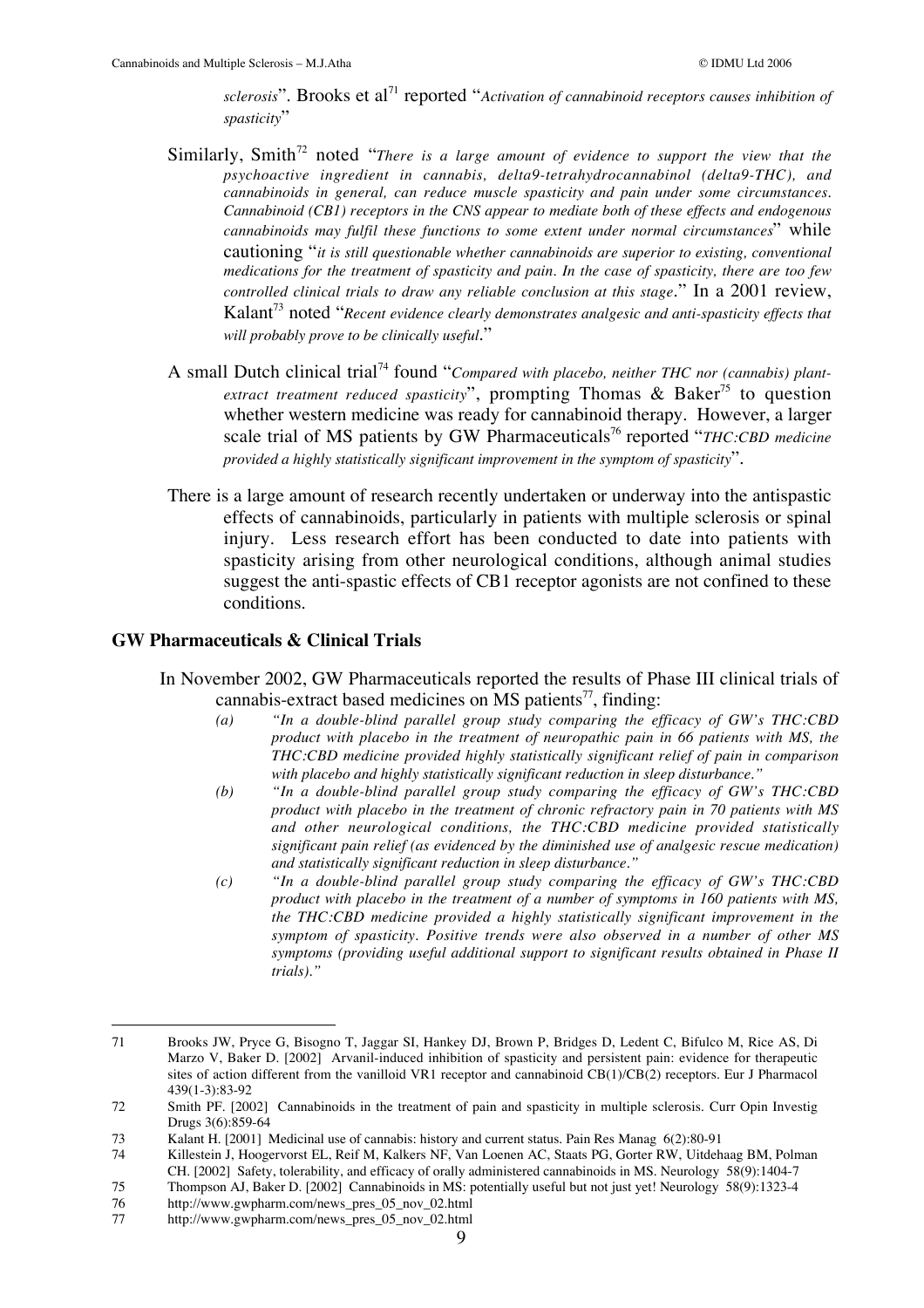*sclerosis*". Brooks et al[71] reported "*Activation of cannabinoid receptors causes inhibition of spasticity*"

Similarly, Smith[72] noted "*There is a large amount of evidence to support the view that the psychoactive ingredient in cannabis, delta9-tetrahydrocannabinol (delta9-THC), and cannabinoids in general, can reduce muscle spasticity and pain under some circumstances. Cannabinoid (CB1) receptors in the CNS appear to mediate both of these effects and endogenous cannabinoids may fulfil these functions to some extent under normal circumstances*" while cautioning "*it is still questionable whether cannabinoids are superior to existing, conventional medications for the treatment of spasticity and pain. In the case of spasticity, there are too few controlled clinical trials to draw any reliable conclusion at this stage*." In a 2001 review, Kalant[73] noted "*Recent evidence clearly demonstrates analgesic and anti-spasticity effects that will probably prove to be clinically useful*."

A small Dutch clinical trial[74] found "*Compared with placebo, neither THC nor (cannabis) plant-extract treatment reduced spasticity*", prompting Thomas & Baker[75] to question whether western medicine was ready for cannabinoid therapy. However, a larger scale trial of MS patients by GW Pharmaceuticals[76] reported "*THC:CBD medicine provided a highly statistically significant improvement in the symptom of spasticity*".

There is a large amount of research recently undertaken or underway into the antispastic effects of cannabinoids, particularly in patients with multiple sclerosis or spinal injury. Less research effort has been conducted to date into patients with spasticity arising from other neurological conditions, although animal studies suggest the anti-spastic effects of CB1 receptor agonists are not confined to these conditions.

## GW Pharmaceuticals & Clinical Trials

In November 2002, GW Pharmaceuticals reported the results of Phase III clinical trials of cannabis-extract based medicines on MS patients[77], finding:

(a) *"In a double-blind parallel group study comparing the efficacy of GW's THC:CBD product with placebo in the treatment of neuropathic pain in 66 patients with MS, the THC:CBD medicine provided highly statistically significant relief of pain in comparison with placebo and highly statistically significant reduction in sleep disturbance."*

(b) *"In a double-blind parallel group study comparing the efficacy of GW's THC:CBD product with placebo in the treatment of chronic refractory pain in 70 patients with MS and other neurological conditions, the THC:CBD medicine provided statistically significant pain relief (as evidenced by the diminished use of analgesic rescue medication) and statistically significant reduction in sleep disturbance."*

(c) *"In a double-blind parallel group study comparing the efficacy of GW's THC:CBD product with placebo in the treatment of a number of symptoms in 160 patients with MS, the THC:CBD medicine provided a highly statistically significant improvement in the symptom of spasticity. Positive trends were also observed in a number of other MS symptoms (providing useful additional support to significant results obtained in Phase II trials)."*

---

71 Brooks JW, Pryce G, Bisogno T, Jaggar SI, Hankey DJ, Brown P, Bridges D, Ledent C, Bifulco M, Rice AS, Di Marzo V, Baker D. [2002] Arvanil-induced inhibition of spasticity and persistent pain: evidence for therapeutic sites of action different from the vanilloid VR1 receptor and cannabinoid CB(1)/CB(2) receptors. Eur J Pharmacol 439(1-3):83-92

72 Smith PF. [2002] Cannabinoids in the treatment of pain and spasticity in multiple sclerosis. Curr Opin Investig Drugs 3(6):859-64

73 Kalant H. [2001] Medicinal use of cannabis: history and current status. Pain Res Manag 6(2):80-91

74 Killestein J, Hoogervorst EL, Reif M, Kalkers NF, Van Loenen AC, Staats PG, Gorter RW, Uitdehaag BM, Polman CH. [2002] Safety, tolerability, and efficacy of orally administered cannabinoids in MS. Neurology 58(9):1404-7

75 Thompson AJ, Baker D. [2002] Cannabinoids in MS: potentially useful but not just yet! Neurology 58(9):1323-4

76 http://www.gwpharm.com/news_pres_05_nov_02.html

77 http://www.gwpharm.com/news_pres_05_nov_02.html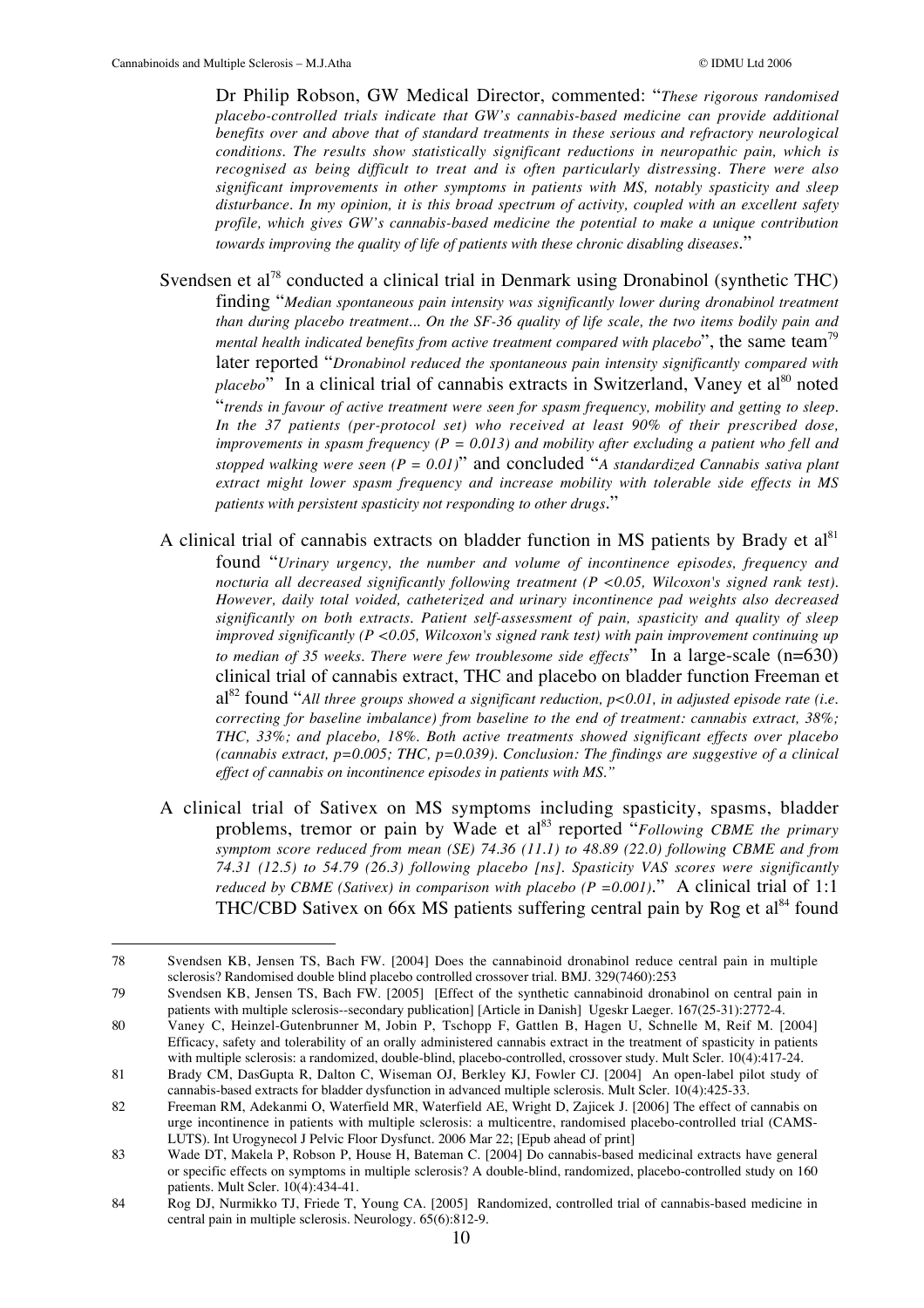Dr Philip Robson, GW Medical Director, commented: "*These rigorous randomised placebo-controlled trials indicate that GW's cannabis-based medicine can provide additional benefits over and above that of standard treatments in these serious and refractory neurological conditions. The results show statistically significant reductions in neuropathic pain, which is recognised as being difficult to treat and is often particularly distressing. There were also significant improvements in other symptoms in patients with MS, notably spasticity and sleep disturbance. In my opinion, it is this broad spectrum of activity, coupled with an excellent safety profile, which gives GW's cannabis-based medicine the potential to make a unique contribution towards improving the quality of life of patients with these chronic disabling diseases*."

Svendsen et al[78] conducted a clinical trial in Denmark using Dronabinol (synthetic THC) finding "*Median spontaneous pain intensity was significantly lower during dronabinol treatment than during placebo treatment... On the SF-36 quality of life scale, the two items bodily pain and mental health indicated benefits from active treatment compared with placebo*", the same team[79] later reported "*Dronabinol reduced the spontaneous pain intensity significantly compared with placebo*" In a clinical trial of cannabis extracts in Switzerland, Vaney et al[80] noted "*trends in favour of active treatment were seen for spasm frequency, mobility and getting to sleep. In the 37 patients (per-protocol set) who received at least 90% of their prescribed dose, improvements in spasm frequency ($P = 0.013$) and mobility after excluding a patient who fell and stopped walking were seen ($P = 0.01$)*" and concluded "*A standardized Cannabis sativa plant extract might lower spasm frequency and increase mobility with tolerable side effects in MS patients with persistent spasticity not responding to other drugs*."

A clinical trial of cannabis extracts on bladder function in MS patients by Brady et al[81] found "*Urinary urgency, the number and volume of incontinence episodes, frequency and nocturia all decreased significantly following treatment ($P < 0.05$, Wilcoxon's signed rank test). However, daily total voided, catheterized and urinary incontinence pad weights also decreased significantly on both extracts. Patient self-assessment of pain, spasticity and quality of sleep improved significantly ($P < 0.05$, Wilcoxon's signed rank test) with pain improvement continuing up to median of 35 weeks. There were few troublesome side effects*" In a large-scale (n=630) clinical trial of cannabis extract, THC and placebo on bladder function Freeman et al[82] found "*All three groups showed a significant reduction, $p<0.01$, in adjusted episode rate (i.e. correcting for baseline imbalance) from baseline to the end of treatment: cannabis extract, 38%; THC, 33%; and placebo, 18%. Both active treatments showed significant effects over placebo (cannabis extract, $p=0.005$; THC, $p=0.039$). Conclusion: The findings are suggestive of a clinical effect of cannabis on incontinence episodes in patients with MS.*"

A clinical trial of Sativex on MS symptoms including spasticity, spasms, bladder problems, tremor or pain by Wade et al[83] reported "*Following CBME the primary symptom score reduced from mean (SE) 74.36 (11.1) to 48.89 (22.0) following CBME and from 74.31 (12.5) to 54.79 (26.3) following placebo [ns]. Spasticity VAS scores were significantly reduced by CBME (Sativex) in comparison with placebo ($P = 0.001$).*" A clinical trial of 1:1 THC/CBD Sativex on 66x MS patients suffering central pain by Rog et al[84] found

---

78 Svendsen KB, Jensen TS, Bach FW. [2004] Does the cannabinoid dronabinol reduce central pain in multiple sclerosis? Randomised double blind placebo controlled crossover trial. BMJ. 329(7460):253

79 Svendsen KB, Jensen TS, Bach FW. [2005] [Effect of the synthetic cannabinoid dronabinol on central pain in patients with multiple sclerosis--secondary publication] [Article in Danish] Ugeskr Laeger. 167(25-31):2772-4.

80 Vaney C, Heinzel-Gutenbrunner M, Jobin P, Tschopp F, Gattlen B, Hagen U, Schnelle M, Reif M. [2004] Efficacy, safety and tolerability of an orally administered cannabis extract in the treatment of spasticity in patients with multiple sclerosis: a randomized, double-blind, placebo-controlled, crossover study. Mult Scler. 10(4):417-24.

81 Brady CM, DasGupta R, Dalton C, Wiseman OJ, Berkley KJ, Fowler CJ. [2004] An open-label pilot study of cannabis-based extracts for bladder dysfunction in advanced multiple sclerosis. Mult Scler. 10(4):425-33.

82 Freeman RM, Adekanmi O, Waterfield MR, Waterfield AE, Wright D, Zajicek J. [2006] The effect of cannabis on urge incontinence in patients with multiple sclerosis: a multicentre, randomised placebo-controlled trial (CAMS-LUTS). Int Urogynecol J Pelvic Floor Dysfunct. 2006 Mar 22; [Epub ahead of print]

83 Wade DT, Makela P, Robson P, House H, Bateman C. [2004] Do cannabis-based medicinal extracts have general or specific effects on symptoms in multiple sclerosis? A double-blind, randomized, placebo-controlled study on 160 patients. Mult Scler. 10(4):434-41.

84 Rog DJ, Nurmikko TJ, Friede T, Young CA. [2005] Randomized, controlled trial of cannabis-based medicine in central pain in multiple sclerosis. Neurology. 65(6):812-9.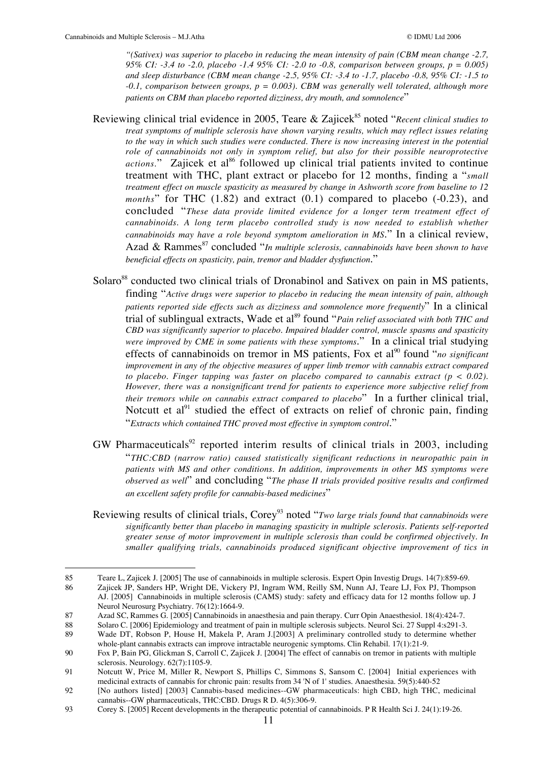*"(Sativex) was superior to placebo in reducing the mean intensity of pain (CBM mean change -2.7, 95% CI: -3.4 to -2.0, placebo -1.4 95% CI: -2.0 to -0.8, comparison between groups, p = 0.005) and sleep disturbance (CBM mean change -2.5, 95% CI: -3.4 to -1.7, placebo -0.8, 95% CI: -1.5 to -0.1, comparison between groups, p = 0.003). CBM was generally well tolerated, although more patients on CBM than placebo reported dizziness, dry mouth, and somnolence*"

Reviewing clinical trial evidence in 2005, Teare & Zajicek[85] noted "*Recent clinical studies to treat symptoms of multiple sclerosis have shown varying results, which may reflect issues relating to the way in which such studies were conducted. There is now increasing interest in the potential role of cannabinoids not only in symptom relief, but also for their possible neuroprotective actions*." Zajicek et al[86] followed up clinical trial patients invited to continue treatment with THC, plant extract or placebo for 12 months, finding a "*small treatment effect on muscle spasticity as measured by change in Ashworth score from baseline to 12 months*" for THC (1.82) and extract (0.1) compared to placebo (-0.23), and concluded "*These data provide limited evidence for a longer term treatment effect of cannabinoids. A long term placebo controlled study is now needed to establish whether cannabinoids may have a role beyond symptom amelioration in MS*." In a clinical review, Azad & Rammes[87] concluded "*In multiple sclerosis, cannabinoids have been shown to have beneficial effects on spasticity, pain, tremor and bladder dysfunction*."

Solaro[88] conducted two clinical trials of Dronabinol and Sativex on pain in MS patients, finding "*Active drugs were superior to placebo in reducing the mean intensity of pain, although patients reported side effects such as dizziness and somnolence more frequently*" In a clinical trial of sublingual extracts, Wade et al[89] found "*Pain relief associated with both THC and CBD was significantly superior to placebo. Impaired bladder control, muscle spasms and spasticity were improved by CME in some patients with these symptoms*." In a clinical trial studying effects of cannabinoids on tremor in MS patients, Fox et al[90] found "*no significant improvement in any of the objective measures of upper limb tremor with cannabis extract compared to placebo. Finger tapping was faster on placebo compared to cannabis extract (p < 0.02). However, there was a nonsignificant trend for patients to experience more subjective relief from their tremors while on cannabis extract compared to placebo*" In a further clinical trial, Notcutt et al[91] studied the effect of extracts on relief of chronic pain, finding "*Extracts which contained THC proved most effective in symptom control*."

GW Pharmaceuticals[92] reported interim results of clinical trials in 2003, including "*THC:CBD (narrow ratio) caused statistically significant reductions in neuropathic pain in patients with MS and other conditions. In addition, improvements in other MS symptoms were observed as well*" and concluding "*The phase II trials provided positive results and confirmed an excellent safety profile for cannabis-based medicines*"

Reviewing results of clinical trials, Corey[93] noted "*Two large trials found that cannabinoids were significantly better than placebo in managing spasticity in multiple sclerosis. Patients self-reported greater sense of motor improvement in multiple sclerosis than could be confirmed objectively. In smaller qualifying trials, cannabinoids produced significant objective improvement of tics in*

---

85 Teare L, Zajicek J. [2005] The use of cannabinoids in multiple sclerosis. Expert Opin Investig Drugs. 14(7):859-69.

86 Zajicek JP, Sanders HP, Wright DE, Vickery PJ, Ingram WM, Reilly SM, Nunn AJ, Teare LJ, Fox PJ, Thompson AJ. [2005] Cannabinoids in multiple sclerosis (CAMS) study: safety and efficacy data for 12 months follow up. J Neurol Neurosurg Psychiatry. 76(12):1664-9.

87 Azad SC, Rammes G. [2005] Cannabinoids in anaesthesia and pain therapy. Curr Opin Anaesthesiol. 18(4):424-7.

88 Solaro C. [2006] Epidemiology and treatment of pain in multiple sclerosis subjects. Neurol Sci. 27 Suppl 4:s291-3.

89 Wade DT, Robson P, House H, Makela P, Aram J.[2003] A preliminary controlled study to determine whether whole-plant cannabis extracts can improve intractable neurogenic symptoms. Clin Rehabil. 17(1):21-9.

90 Fox P, Bain PG, Glickman S, Carroll C, Zajicek J. [2004] The effect of cannabis on tremor in patients with multiple sclerosis. Neurology. 62(7):1105-9.

91 Notcutt W, Price M, Miller R, Newport S, Phillips C, Simmons S, Sansom C. [2004] Initial experiences with medicinal extracts of cannabis for chronic pain: results from 34 'N of 1' studies. Anaesthesia. 59(5):440-52

92 [No authors listed] [2003] Cannabis-based medicines--GW pharmaceuticals: high CBD, high THC, medicinal cannabis--GW pharmaceuticals, THC:CBD. Drugs R D. 4(5):306-9.

93 Corey S. [2005] Recent developments in the therapeutic potential of cannabinoids. P R Health Sci J. 24(1):19-26.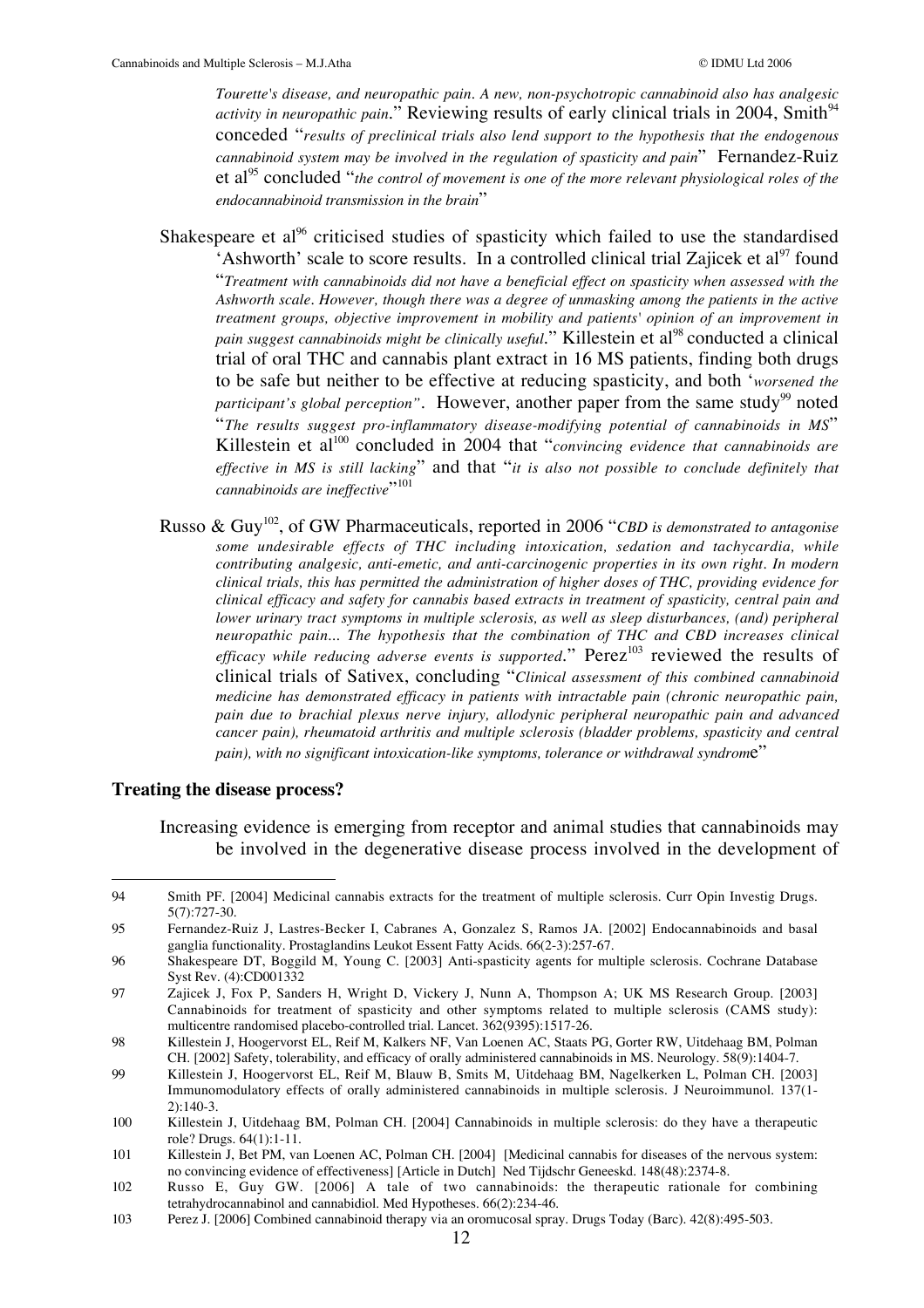*Tourette's disease, and neuropathic pain. A new, non-psychotropic cannabinoid also has analgesic activity in neuropathic pain.*" Reviewing results of early clinical trials in 2004, Smith[94] conceded "*results of preclinical trials also lend support to the hypothesis that the endogenous cannabinoid system may be involved in the regulation of spasticity and pain*" Fernandez-Ruiz et al[95] concluded "*the control of movement is one of the more relevant physiological roles of the endocannabinoid transmission in the brain*"

Shakespeare et al[96] criticised studies of spasticity which failed to use the standardised 'Ashworth' scale to score results. In a controlled clinical trial Zajicek et al[97] found "*Treatment with cannabinoids did not have a beneficial effect on spasticity when assessed with the Ashworth scale. However, though there was a degree of unmasking among the patients in the active treatment groups, objective improvement in mobility and patients' opinion of an improvement in pain suggest cannabinoids might be clinically useful.*" Killestein et al[98] conducted a clinical trial of oral THC and cannabis plant extract in 16 MS patients, finding both drugs to be safe but neither to be effective at reducing spasticity, and both '*worsened the participant's global perception*". However, another paper from the same study[99] noted "*The results suggest pro-inflammatory disease-modifying potential of cannabinoids in MS*" Killestein et al[100] concluded in 2004 that "*convincing evidence that cannabinoids are effective in MS is still lacking*" and that "*it is also not possible to conclude definitely that cannabinoids are ineffective*"[101]

Russo & Guy[102], of GW Pharmaceuticals, reported in 2006 "*CBD is demonstrated to antagonise some undesirable effects of THC including intoxication, sedation and tachycardia, while contributing analgesic, anti-emetic, and anti-carcinogenic properties in its own right. In modern clinical trials, this has permitted the administration of higher doses of THC, providing evidence for clinical efficacy and safety for cannabis based extracts in treatment of spasticity, central pain and lower urinary tract symptoms in multiple sclerosis, as well as sleep disturbances, (and) peripheral neuropathic pain... The hypothesis that the combination of THC and CBD increases clinical efficacy while reducing adverse events is supported.*" Perez[103] reviewed the results of clinical trials of Sativex, concluding "*Clinical assessment of this combined cannabinoid medicine has demonstrated efficacy in patients with intractable pain (chronic neuropathic pain, pain due to brachial plexus nerve injury, allodynic peripheral neuropathic pain and advanced cancer pain), rheumatoid arthritis and multiple sclerosis (bladder problems, spasticity and central pain), with no significant intoxication-like symptoms, tolerance or withdrawal syndrome*"

**Treating the disease process?**

Increasing evidence is emerging from receptor and animal studies that cannabinoids may be involved in the degenerative disease process involved in the development of

---

94 Smith PF. [2004] Medicinal cannabis extracts for the treatment of multiple sclerosis. Curr Opin Investig Drugs. 5(7):727-30.

95 Fernandez-Ruiz J, Lastres-Becker I, Cabranes A, Gonzalez S, Ramos JA. [2002] Endocannabinoids and basal ganglia functionality. Prostaglandins Leukot Essent Fatty Acids. 66(2-3):257-67.

96 Shakespeare DT, Boggild M, Young C. [2003] Anti-spasticity agents for multiple sclerosis. Cochrane Database Syst Rev. (4):CD001332

97 Zajicek J, Fox P, Sanders H, Wright D, Vickery J, Nunn A, Thompson A; UK MS Research Group. [2003] Cannabinoids for treatment of spasticity and other symptoms related to multiple sclerosis (CAMS study): multicentre randomised placebo-controlled trial. Lancet. 362(9395):1517-26.

98 Killestein J, Hoogervorst EL, Reif M, Kalkers NF, Van Loenen AC, Staats PG, Gorter RW, Uitdehaag BM, Polman CH. [2002] Safety, tolerability, and efficacy of orally administered cannabinoids in MS. Neurology. 58(9):1404-7.

99 Killestein J, Hoogervorst EL, Reif M, Blauw B, Smits M, Uitdehaag BM, Nagelkerken L, Polman CH. [2003] Immunomodulatory effects of orally administered cannabinoids in multiple sclerosis. J Neuroimmunol. 137(1-2):140-3.

100 Killestein J, Uitdehaag BM, Polman CH. [2004] Cannabinoids in multiple sclerosis: do they have a therapeutic role? Drugs. 64(1):1-11.

101 Killestein J, Bet PM, van Loenen AC, Polman CH. [2004] [Medicinal cannabis for diseases of the nervous system: no convincing evidence of effectiveness] [Article in Dutch] Ned Tijdschr Geneeskd. 148(48):2374-8.

102 Russo E, Guy GW. [2006] A tale of two cannabinoids: the therapeutic rationale for combining tetrahydrocannabinol and cannabidiol. Med Hypotheses. 66(2):234-46.

103 Perez J. [2006] Combined cannabinoid therapy via an oromucosal spray. Drugs Today (Barc). 42(8):495-503.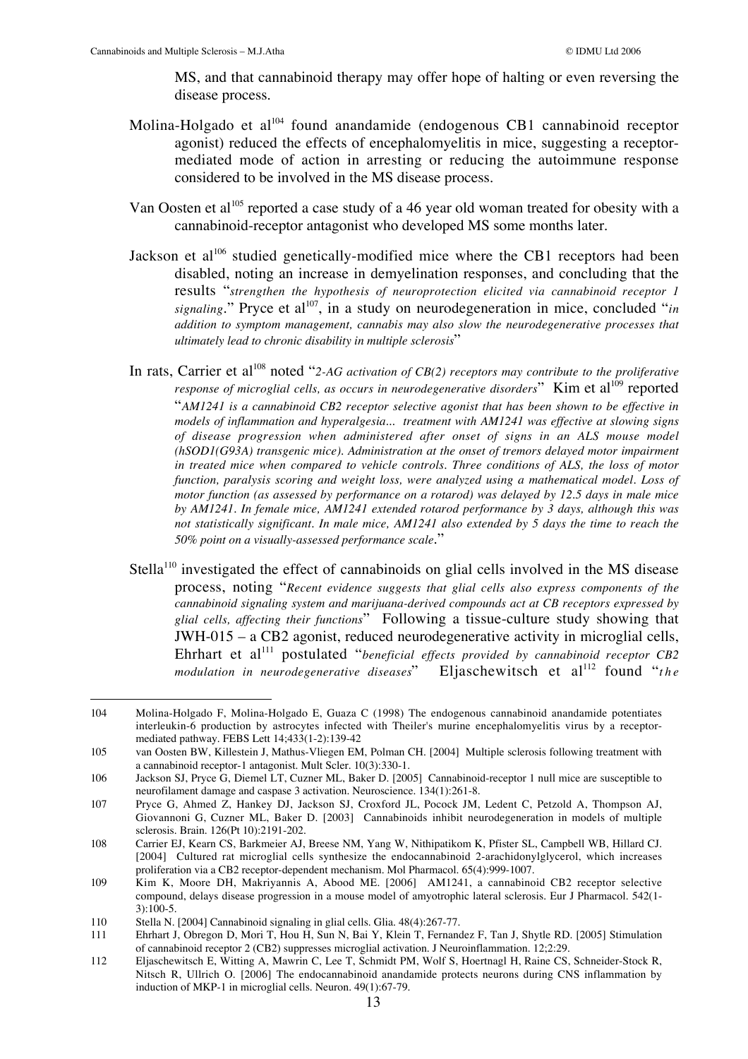MS, and that cannabinoid therapy may offer hope of halting or even reversing the disease process.

Molina-Holgado et al[104] found anandamide (endogenous CB1 cannabinoid receptor agonist) reduced the effects of encephalomyelitis in mice, suggesting a receptor-mediated mode of action in arresting or reducing the autoimmune response considered to be involved in the MS disease process.

Van Oosten et al[105] reported a case study of a 46 year old woman treated for obesity with a cannabinoid-receptor antagonist who developed MS some months later.

Jackson et al[106] studied genetically-modified mice where the CB1 receptors had been disabled, noting an increase in demyelination responses, and concluding that the results "*strengthen the hypothesis of neuroprotection elicited via cannabinoid receptor 1 signaling*." Pryce et al[107], in a study on neurodegeneration in mice, concluded "*in addition to symptom management, cannabis may also slow the neurodegenerative processes that ultimately lead to chronic disability in multiple sclerosis*"

In rats, Carrier et al[108] noted "*2-AG activation of CB(2) receptors may contribute to the proliferative response of microglial cells, as occurs in neurodegenerative disorders*" Kim et al[109] reported "*AM1241 is a cannabinoid CB2 receptor selective agonist that has been shown to be effective in models of inflammation and hyperalgesia... treatment with AM1241 was effective at slowing signs of disease progression when administered after onset of signs in an ALS mouse model (hSOD1(G93A) transgenic mice). Administration at the onset of tremors delayed motor impairment in treated mice when compared to vehicle controls. Three conditions of ALS, the loss of motor function, paralysis scoring and weight loss, were analyzed using a mathematical model. Loss of motor function (as assessed by performance on a rotarod) was delayed by 12.5 days in male mice by AM1241. In female mice, AM1241 extended rotarod performance by 3 days, although this was not statistically significant. In male mice, AM1241 also extended by 5 days the time to reach the 50% point on a visually-assessed performance scale*."

Stella[110] investigated the effect of cannabinoids on glial cells involved in the MS disease process, noting "*Recent evidence suggests that glial cells also express components of the cannabinoid signaling system and marijuana-derived compounds act at CB receptors expressed by glial cells, affecting their functions*" Following a tissue-culture study showing that JWH-015 – a CB2 agonist, reduced neurodegenerative activity in microglial cells, Ehrhart et al[111] postulated "*beneficial effects provided by cannabinoid receptor CB2 modulation in neurodegenerative diseases*" Eljaschewitsch et al[112] found "*the*

---

104 Molina-Holgado F, Molina-Holgado E, Guaza C (1998) The endogenous cannabinoid anandamide potentiates interleukin-6 production by astrocytes infected with Theiler's murine encephalomyelitis virus by a receptor-mediated pathway. FEBS Lett 14;433(1-2):139-42

105 van Oosten BW, Killestein J, Mathus-Vliegen EM, Polman CH. [2004] Multiple sclerosis following treatment with a cannabinoid receptor-1 antagonist. Mult Scler. 10(3):330-1.

106 Jackson SJ, Pryce G, Diemel LT, Cuzner ML, Baker D. [2005] Cannabinoid-receptor 1 null mice are susceptible to neurofilament damage and caspase 3 activation. Neuroscience. 134(1):261-8.

107 Pryce G, Ahmed Z, Hankey DJ, Jackson SJ, Croxford JL, Pocock JM, Ledent C, Petzold A, Thompson AJ, Giovannoni G, Cuzner ML, Baker D. [2003] Cannabinoids inhibit neurodegeneration in models of multiple sclerosis. Brain. 126(Pt 10):2191-202.

108 Carrier EJ, Kearn CS, Barkmeier AJ, Breese NM, Yang W, Nithipatikom K, Pfister SL, Campbell WB, Hillard CJ. [2004] Cultured rat microglial cells synthesize the endocannabinoid 2-arachidonylglycerol, which increases proliferation via a CB2 receptor-dependent mechanism. Mol Pharmacol. 65(4):999-1007.

109 Kim K, Moore DH, Makriyannis A, Abood ME. [2006] AM1241, a cannabinoid CB2 receptor selective compound, delays disease progression in a mouse model of amyotrophic lateral sclerosis. Eur J Pharmacol. 542(1-3):100-5.

110 Stella N. [2004] Cannabinoid signaling in glial cells. Glia. 48(4):267-77.

111 Ehrhart J, Obregon D, Mori T, Hou H, Sun N, Bai Y, Klein T, Fernandez F, Tan J, Shytle RD. [2005] Stimulation of cannabinoid receptor 2 (CB2) suppresses microglial activation. J Neuroinflammation. 12;2:29.

112 Eljaschewitsch E, Witting A, Mawrin C, Lee T, Schmidt PM, Wolf S, Hoertnagl H, Raine CS, Schneider-Stock R, Nitsch R, Ullrich O. [2006] The endocannabinoid anandamide protects neurons during CNS inflammation by induction of MKP-1 in microglial cells. Neuron. 49(1):67-79.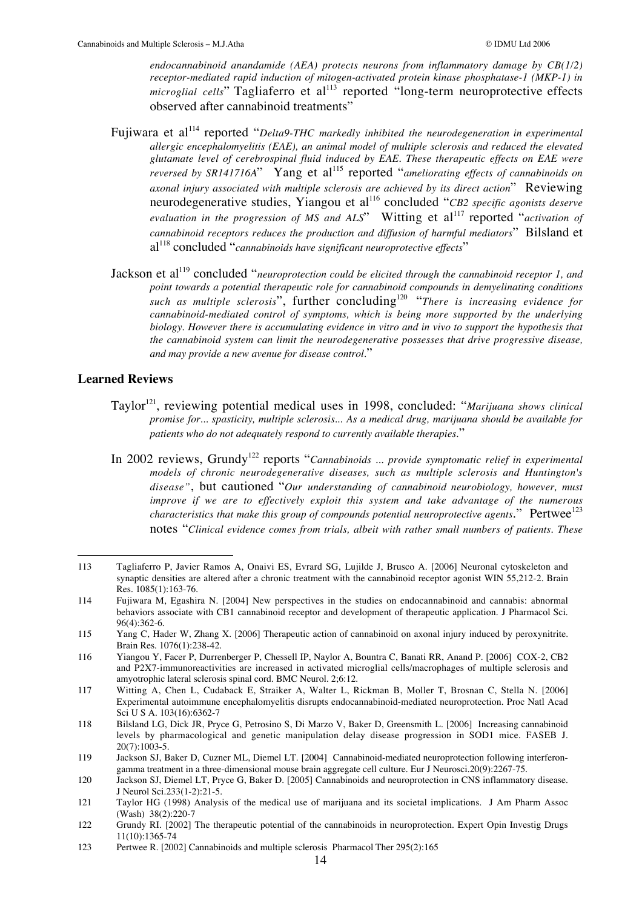*endocannabinoid anandamide (AEA) protects neurons from inflammatory damage by CB(1/2) receptor-mediated rapid induction of mitogen-activated protein kinase phosphatase-1 (MKP-1) in microglial cells*" Tagliaferro et al[113] reported "long-term neuroprotective effects observed after cannabinoid treatments"

Fujiwara et al[114] reported "*Delta9-THC markedly inhibited the neurodegeneration in experimental allergic encephalomyelitis (EAE), an animal model of multiple sclerosis and reduced the elevated glutamate level of cerebrospinal fluid induced by EAE. These therapeutic effects on EAE were reversed by SR141716A*" Yang et al[115] reported "*ameliorating effects of cannabinoids on axonal injury associated with multiple sclerosis are achieved by its direct action*" Reviewing neurodegenerative studies, Yiangou et al[116] concluded "*CB2 specific agonists deserve evaluation in the progression of MS and ALS*" Witting et al[117] reported "*activation of cannabinoid receptors reduces the production and diffusion of harmful mediators*" Bilsland et al[118] concluded "*cannabinoids have significant neuroprotective effects*"

Jackson et al[119] concluded "*neuroprotection could be elicited through the cannabinoid receptor 1, and point towards a potential therapeutic role for cannabinoid compounds in demyelinating conditions such as multiple sclerosis*", further concluding[120] "*There is increasing evidence for cannabinoid-mediated control of symptoms, which is being more supported by the underlying biology. However there is accumulating evidence in vitro and in vivo to support the hypothesis that the cannabinoid system can limit the neurodegenerative possesses that drive progressive disease, and may provide a new avenue for disease control.*"

## Learned Reviews

Taylor[121], reviewing potential medical uses in 1998, concluded: "*Marijuana shows clinical promise for… spasticity, multiple sclerosis… As a medical drug, marijuana should be available for patients who do not adequately respond to currently available therapies.*"

In 2002 reviews, Grundy[122] reports "*Cannabinoids … provide symptomatic relief in experimental models of chronic neurodegenerative diseases, such as multiple sclerosis and Huntington's disease*", but cautioned "*Our understanding of cannabinoid neurobiology, however, must improve if we are to effectively exploit this system and take advantage of the numerous characteristics that make this group of compounds potential neuroprotective agents.*" Pertwee[123] notes "*Clinical evidence comes from trials, albeit with rather small numbers of patients. These*

---

113 Tagliaferro P, Javier Ramos A, Onaivi ES, Evrard SG, Lujilde J, Brusco A. [2006] Neuronal cytoskeleton and synaptic densities are altered after a chronic treatment with the cannabinoid receptor agonist WIN 55,212-2. Brain Res. 1085(1):163-76.

114 Fujiwara M, Egashira N. [2004] New perspectives in the studies on endocannabinoid and cannabis: abnormal behaviors associate with CB1 cannabinoid receptor and development of therapeutic application. J Pharmacol Sci. 96(4):362-6.

115 Yang C, Hader W, Zhang X. [2006] Therapeutic action of cannabinoid on axonal injury induced by peroxynitrite. Brain Res. 1076(1):238-42.

116 Yiangou Y, Facer P, Durrenberger P, Chessell IP, Naylor A, Bountra C, Banati RR, Anand P. [2006] COX-2, CB2 and P2X7-immunoreactivities are increased in activated microglial cells/macrophages of multiple sclerosis and amyotrophic lateral sclerosis spinal cord. BMC Neurol. 2;6:12.

117 Witting A, Chen L, Cudaback E, Straiker A, Walter L, Rickman B, Moller T, Brosnan C, Stella N. [2006] Experimental autoimmune encephalomyelitis disrupts endocannabinoid-mediated neuroprotection. Proc Natl Acad Sci U S A. 103(16):6362-7

118 Bilsland LG, Dick JR, Pryce G, Petrosino S, Di Marzo V, Baker D, Greensmith L. [2006] Increasing cannabinoid levels by pharmacological and genetic manipulation delay disease progression in SOD1 mice. FASEB J. 20(7):1003-5.

119 Jackson SJ, Baker D, Cuzner ML, Diemel LT. [2004] Cannabinoid-mediated neuroprotection following interferon-gamma treatment in a three-dimensional mouse brain aggregate cell culture. Eur J Neurosci.20(9):2267-75.

120 Jackson SJ, Diemel LT, Pryce G, Baker D. [2005] Cannabinoids and neuroprotection in CNS inflammatory disease. J Neurol Sci.233(1-2):21-5.

121 Taylor HG (1998) Analysis of the medical use of marijuana and its societal implications. J Am Pharm Assoc (Wash) 38(2):220-7

122 Grundy RI. [2002] The therapeutic potential of the cannabinoids in neuroprotection. Expert Opin Investig Drugs 11(10):1365-74

123 Pertwee R. [2002] Cannabinoids and multiple sclerosis Pharmacol Ther 295(2):165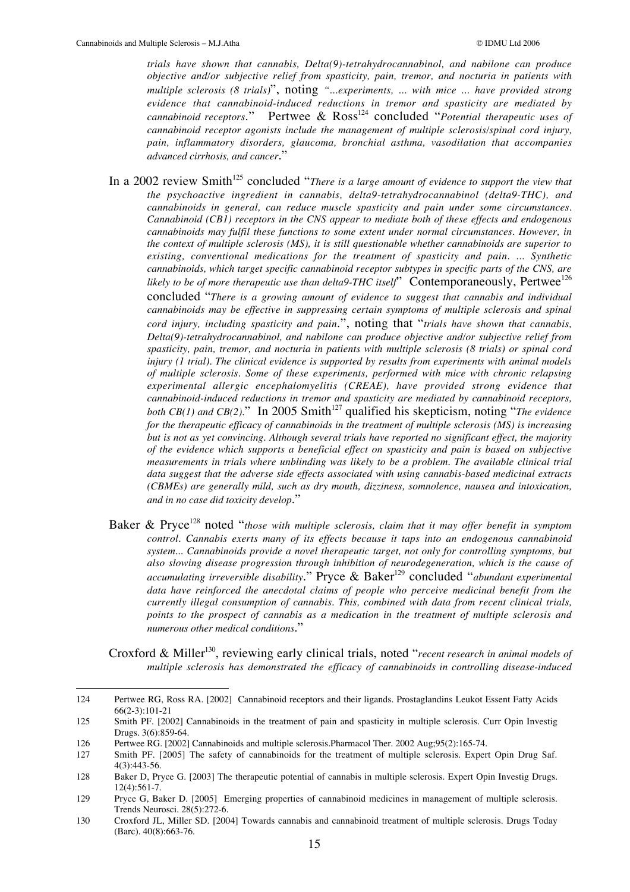*trials have shown that cannabis, Delta(9)-tetrahydrocannabinol, and nabilone can produce objective and/or subjective relief from spasticity, pain, tremor, and nocturia in patients with multiple sclerosis (8 trials)*", noting *"...experiments, ... with mice ... have provided strong evidence that cannabinoid-induced reductions in tremor and spasticity are mediated by cannabinoid receptors*." Pertwee & Ross[124] concluded "*Potential therapeutic uses of cannabinoid receptor agonists include the management of multiple sclerosis/spinal cord injury, pain, inflammatory disorders, glaucoma, bronchial asthma, vasodilation that accompanies advanced cirrhosis, and cancer*."

In a 2002 review Smith[125] concluded "*There is a large amount of evidence to support the view that the psychoactive ingredient in cannabis, delta9-tetrahydrocannabinol (delta9-THC), and cannabinoids in general, can reduce muscle spasticity and pain under some circumstances. Cannabinoid (CB1) receptors in the CNS appear to mediate both of these effects and endogenous cannabinoids may fulfil these functions to some extent under normal circumstances. However, in the context of multiple sclerosis (MS), it is still questionable whether cannabinoids are superior to existing, conventional medications for the treatment of spasticity and pain. ... Synthetic cannabinoids, which target specific cannabinoid receptor subtypes in specific parts of the CNS, are likely to be of more therapeutic use than delta9-THC itself*" Contemporaneously, Pertwee[126] concluded "*There is a growing amount of evidence to suggest that cannabis and individual cannabinoids may be effective in suppressing certain symptoms of multiple sclerosis and spinal cord injury, including spasticity and pain*.", noting that "*trials have shown that cannabis, Delta(9)-tetrahydrocannabinol, and nabilone can produce objective and/or subjective relief from spasticity, pain, tremor, and nocturia in patients with multiple sclerosis (8 trials) or spinal cord injury (1 trial). The clinical evidence is supported by results from experiments with animal models of multiple sclerosis. Some of these experiments, performed with mice with chronic relapsing experimental allergic encephalomyelitis (CREAE), have provided strong evidence that cannabinoid-induced reductions in tremor and spasticity are mediated by cannabinoid receptors, both CB(1) and CB(2).*" In 2005 Smith[127] qualified his skepticism, noting "*The evidence for the therapeutic efficacy of cannabinoids in the treatment of multiple sclerosis (MS) is increasing but is not as yet convincing. Although several trials have reported no significant effect, the majority of the evidence which supports a beneficial effect on spasticity and pain is based on subjective measurements in trials where unblinding was likely to be a problem. The available clinical trial data suggest that the adverse side effects associated with using cannabis-based medicinal extracts (CBMEs) are generally mild, such as dry mouth, dizziness, somnolence, nausea and intoxication, and in no case did toxicity develop*."

Baker & Pryce[128] noted "*those with multiple sclerosis, claim that it may offer benefit in symptom control. Cannabis exerts many of its effects because it taps into an endogenous cannabinoid system... Cannabinoids provide a novel therapeutic target, not only for controlling symptoms, but also slowing disease progression through inhibition of neurodegeneration, which is the cause of accumulating irreversible disability*." Pryce & Baker[129] concluded "*abundant experimental data have reinforced the anecdotal claims of people who perceive medicinal benefit from the currently illegal consumption of cannabis. This, combined with data from recent clinical trials, points to the prospect of cannabis as a medication in the treatment of multiple sclerosis and numerous other medical conditions*."

Croxford & Miller[130], reviewing early clinical trials, noted "*recent research in animal models of multiple sclerosis has demonstrated the efficacy of cannabinoids in controlling disease-induced*

---

124 Pertwee RG, Ross RA. [2002] Cannabinoid receptors and their ligands. Prostaglandins Leukot Essent Fatty Acids 66(2-3):101-21

125 Smith PF. [2002] Cannabinoids in the treatment of pain and spasticity in multiple sclerosis. Curr Opin Investig Drugs. 3(6):859-64.

126 Pertwee RG. [2002] Cannabinoids and multiple sclerosis.Pharmacol Ther. 2002 Aug;95(2):165-74.

127 Smith PF. [2005] The safety of cannabinoids for the treatment of multiple sclerosis. Expert Opin Drug Saf. 4(3):443-56.

128 Baker D, Pryce G. [2003] The therapeutic potential of cannabis in multiple sclerosis. Expert Opin Investig Drugs. 12(4):561-7.

129 Pryce G, Baker D. [2005] Emerging properties of cannabinoid medicines in management of multiple sclerosis. Trends Neurosci. 28(5):272-6.

130 Croxford JL, Miller SD. [2004] Towards cannabis and cannabinoid treatment of multiple sclerosis. Drugs Today (Barc). 40(8):663-76.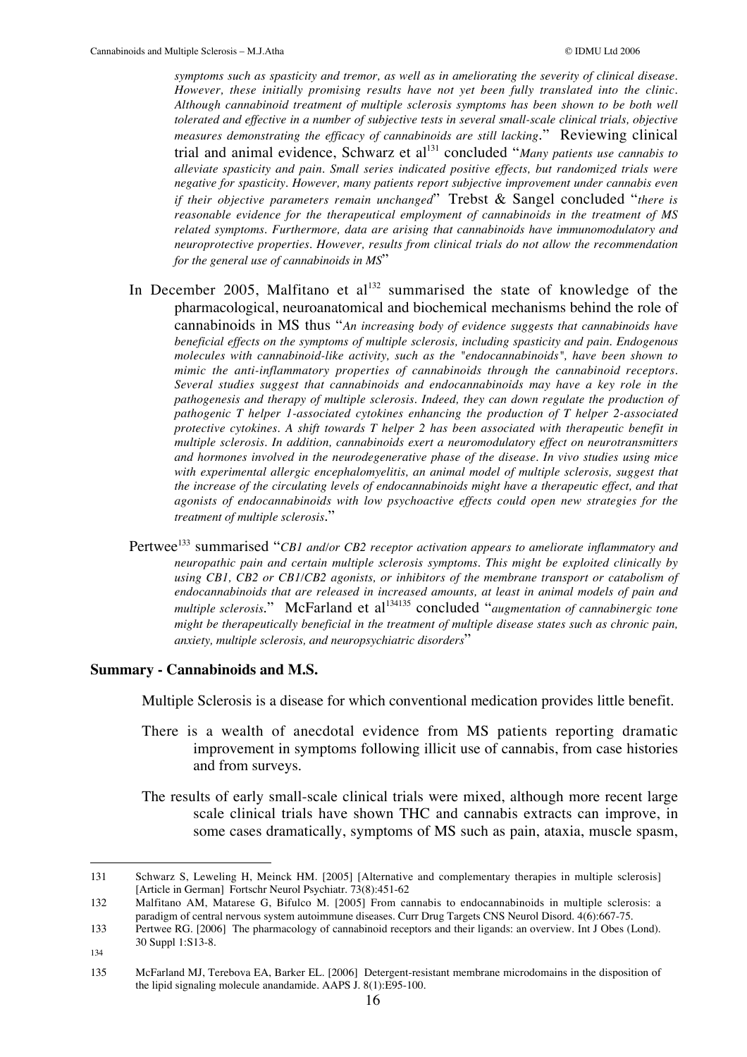*symptoms such as spasticity and tremor, as well as in ameliorating the severity of clinical disease. However, these initially promising results have not yet been fully translated into the clinic. Although cannabinoid treatment of multiple sclerosis symptoms has been shown to be both well tolerated and effective in a number of subjective tests in several small-scale clinical trials, objective measures demonstrating the efficacy of cannabinoids are still lacking*." Reviewing clinical trial and animal evidence, Schwarz et al[131] concluded "*Many patients use cannabis to alleviate spasticity and pain. Small series indicated positive effects, but randomized trials were negative for spasticity. However, many patients report subjective improvement under cannabis even if their objective parameters remain unchanged*" Trebst & Sangel concluded "*there is reasonable evidence for the therapeutical employment of cannabinoids in the treatment of MS related symptoms. Furthermore, data are arising that cannabinoids have immunomodulatory and neuroprotective properties. However, results from clinical trials do not allow the recommendation for the general use of cannabinoids in MS*"

In December 2005, Malfitano et al[132] summarised the state of knowledge of the pharmacological, neuroanatomical and biochemical mechanisms behind the role of cannabinoids in MS thus "*An increasing body of evidence suggests that cannabinoids have beneficial effects on the symptoms of multiple sclerosis, including spasticity and pain. Endogenous molecules with cannabinoid-like activity, such as the "endocannabinoids", have been shown to mimic the anti-inflammatory properties of cannabinoids through the cannabinoid receptors. Several studies suggest that cannabinoids and endocannabinoids may have a key role in the pathogenesis and therapy of multiple sclerosis. Indeed, they can down regulate the production of pathogenic T helper 1-associated cytokines enhancing the production of T helper 2-associated protective cytokines. A shift towards T helper 2 has been associated with therapeutic benefit in multiple sclerosis. In addition, cannabinoids exert a neuromodulatory effect on neurotransmitters and hormones involved in the neurodegenerative phase of the disease. In vivo studies using mice with experimental allergic encephalomyelitis, an animal model of multiple sclerosis, suggest that the increase of the circulating levels of endocannabinoids might have a therapeutic effect, and that agonists of endocannabinoids with low psychoactive effects could open new strategies for the treatment of multiple sclerosis*."

Pertwee[133] summarised "*CB1 and/or CB2 receptor activation appears to ameliorate inflammatory and neuropathic pain and certain multiple sclerosis symptoms. This might be exploited clinically by using CB1, CB2 or CB1/CB2 agonists, or inhibitors of the membrane transport or catabolism of endocannabinoids that are released in increased amounts, at least in animal models of pain and multiple sclerosis*." McFarland et al[134135] concluded "*augmentation of cannabinergic tone might be therapeutically beneficial in the treatment of multiple disease states such as chronic pain, anxiety, multiple sclerosis, and neuropsychiatric disorders*"

**Summary - Cannabinoids and M.S.**

Multiple Sclerosis is a disease for which conventional medication provides little benefit.

There is a wealth of anecdotal evidence from MS patients reporting dramatic improvement in symptoms following illicit use of cannabis, from case histories and from surveys.

The results of early small-scale clinical trials were mixed, although more recent large scale clinical trials have shown THC and cannabis extracts can improve, in some cases dramatically, symptoms of MS such as pain, ataxia, muscle spasm,

---

131 Schwarz S, Leweling H, Meinck HM. [2005] [Alternative and complementary therapies in multiple sclerosis] [Article in German] Fortschr Neurol Psychiatr. 73(8):451-62

132 Malfitano AM, Matarese G, Bifulco M. [2005] From cannabis to endocannabinoids in multiple sclerosis: a paradigm of central nervous system autoimmune diseases. Curr Drug Targets CNS Neurol Disord. 4(6):667-75.

133 Pertwee RG. [2006] The pharmacology of cannabinoid receptors and their ligands: an overview. Int J Obes (Lond). 30 Suppl 1:S13-8.

134

135 McFarland MJ, Terebova EA, Barker EL. [2006] Detergent-resistant membrane microdomains in the disposition of the lipid signaling molecule anandamide. AAPS J. 8(1):E95-100.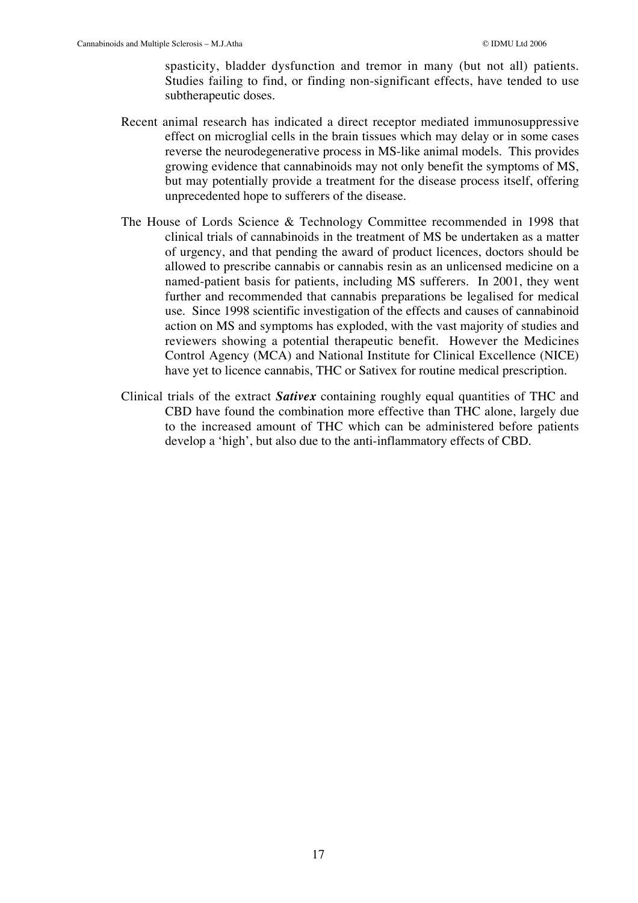spasticity, bladder dysfunction and tremor in many (but not all) patients. Studies failing to find, or finding non-significant effects, have tended to use subtherapeutic doses.

Recent animal research has indicated a direct receptor mediated immunosuppressive effect on microglial cells in the brain tissues which may delay or in some cases reverse the neurodegenerative process in MS-like animal models. This provides growing evidence that cannabinoids may not only benefit the symptoms of MS, but may potentially provide a treatment for the disease process itself, offering unprecedented hope to sufferers of the disease.

The House of Lords Science & Technology Committee recommended in 1998 that clinical trials of cannabinoids in the treatment of MS be undertaken as a matter of urgency, and that pending the award of product licences, doctors should be allowed to prescribe cannabis or cannabis resin as an unlicensed medicine on a named-patient basis for patients, including MS sufferers. In 2001, they went further and recommended that cannabis preparations be legalised for medical use. Since 1998 scientific investigation of the effects and causes of cannabinoid action on MS and symptoms has exploded, with the vast majority of studies and reviewers showing a potential therapeutic benefit. However the Medicines Control Agency (MCA) and National Institute for Clinical Excellence (NICE) have yet to licence cannabis, THC or Sativex for routine medical prescription.

Clinical trials of the extract ***Sativex*** containing roughly equal quantities of THC and CBD have found the combination more effective than THC alone, largely due to the increased amount of THC which can be administered before patients develop a 'high', but also due to the anti-inflammatory effects of CBD.